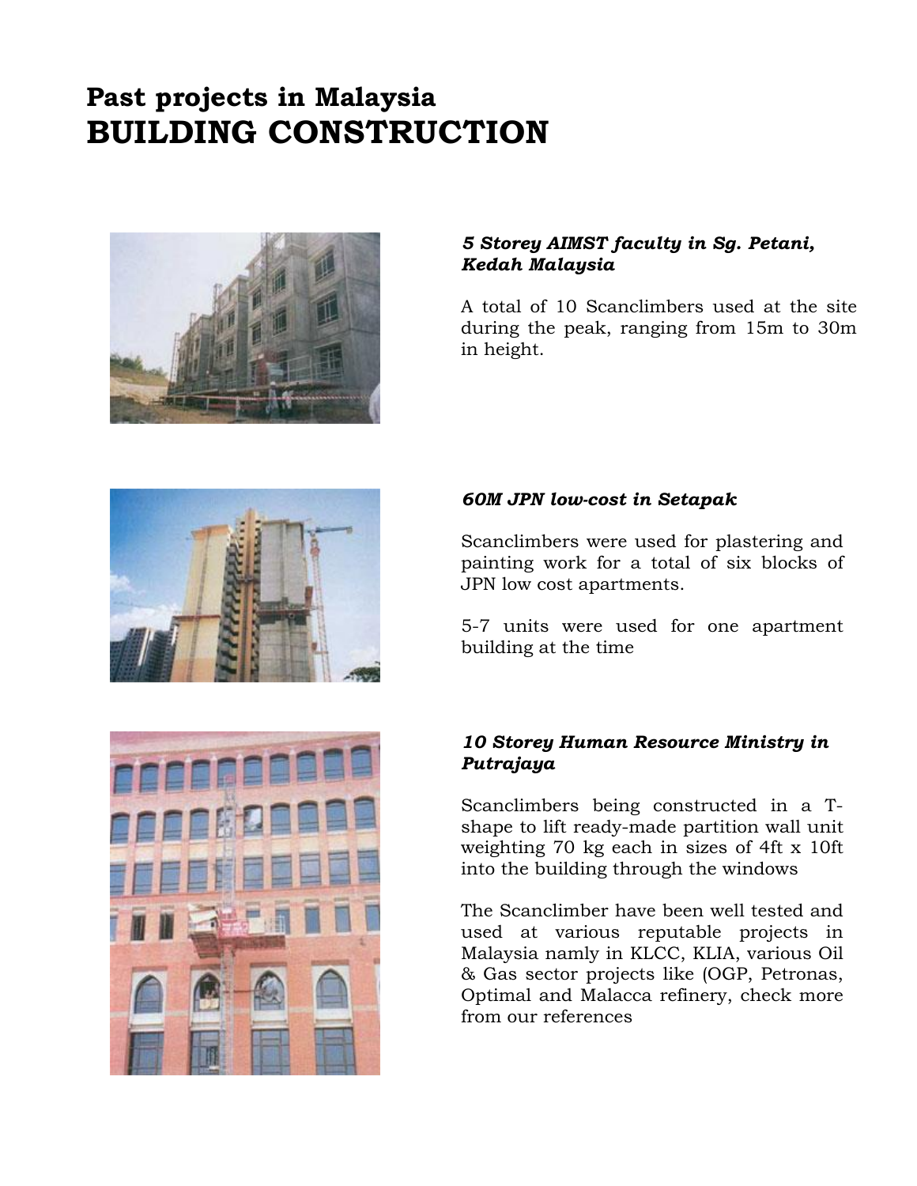# Past projects in Malaysia
# BUILDING CONSTRUCTION

***5 Storey AIMST faculty in Sg. Petani, Kedah Malaysia***

A total of 10 Scanclimbers used at the site during the peak, ranging from 15m to 30m in height.

***60M JPN low-cost in Setapak***

Scanclimbers were used for plastering and painting work for a total of six blocks of JPN low cost apartments.

5-7 units were used for one apartment building at the time

***10 Storey Human Resource Ministry in Putrajaya***

Scanclimbers being constructed in a T-shape to lift ready-made partition wall unit weighting 70 kg each in sizes of 4ft x 10ft into the building through the windows

The Scanclimber have been well tested and used at various reputable projects in Malaysia namly in KLCC, KLIA, various Oil & Gas sector projects like (OGP, Petronas, Optimal and Malacca refinery, check more from our references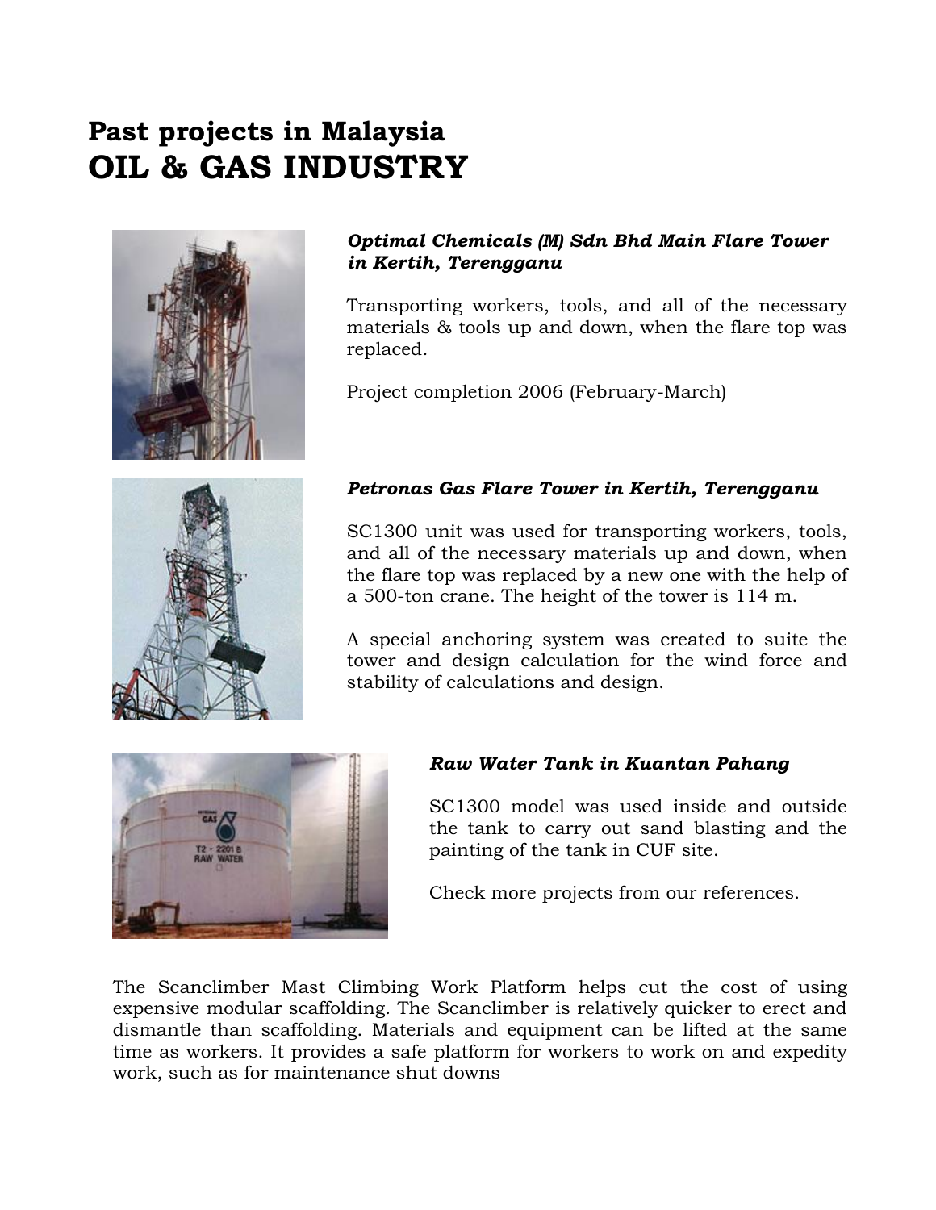# Past projects in Malaysia
# OIL & GAS INDUSTRY

***Optimal Chemicals (M) Sdn Bhd Main Flare Tower in Kertih, Terengganu***

Transporting workers, tools, and all of the necessary materials & tools up and down, when the flare top was replaced.

Project completion 2006 (February-March)

***Petronas Gas Flare Tower in Kertih, Terengganu***

SC1300 unit was used for transporting workers, tools, and all of the necessary materials up and down, when the flare top was replaced by a new one with the help of a 500-ton crane. The height of the tower is 114 m.

A special anchoring system was created to suite the tower and design calculation for the wind force and stability of calculations and design.

***Raw Water Tank in Kuantan Pahang***

SC1300 model was used inside and outside the tank to carry out sand blasting and the painting of the tank in CUF site.

Check more projects from our references.

The Scanclimber Mast Climbing Work Platform helps cut the cost of using expensive modular scaffolding. The Scanclimber is relatively quicker to erect and dismantle than scaffolding. Materials and equipment can be lifted at the same time as workers. It provides a safe platform for workers to work on and expedity work, such as for maintenance shut downs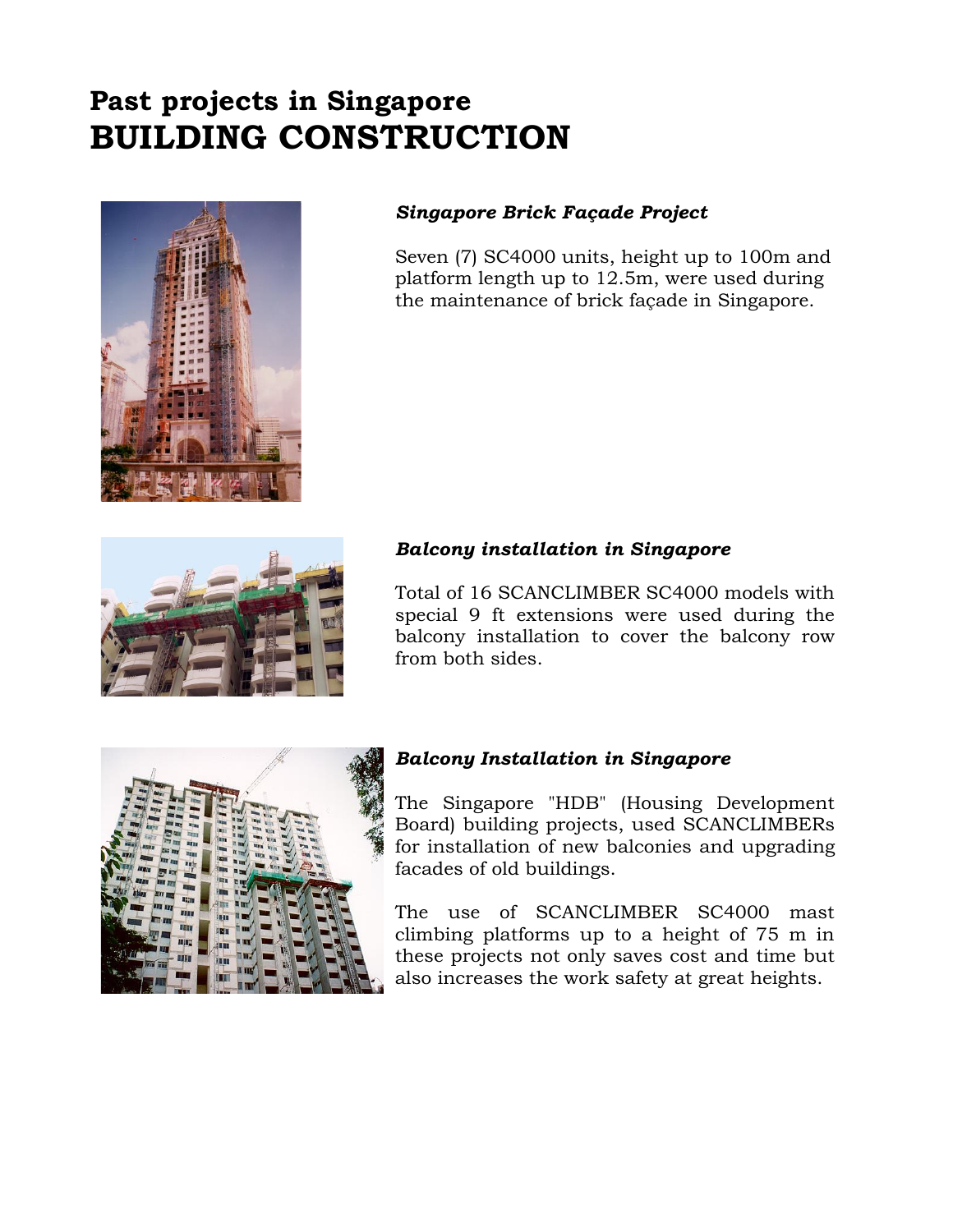# Past projects in Singapore
# BUILDING CONSTRUCTION

***Singapore Brick Façade Project***

Seven (7) SC4000 units, height up to 100m and platform length up to 12.5m, were used during the maintenance of brick façade in Singapore.

***Balcony installation in Singapore***

Total of 16 SCANCLIMBER SC4000 models with special 9 ft extensions were used during the balcony installation to cover the balcony row from both sides.

***Balcony Installation in Singapore***

The Singapore "HDB" (Housing Development Board) building projects, used SCANCLIMBERs for installation of new balconies and upgrading facades of old buildings.

The use of SCANCLIMBER SC4000 mast climbing platforms up to a height of 75 m in these projects not only saves cost and time but also increases the work safety at great heights.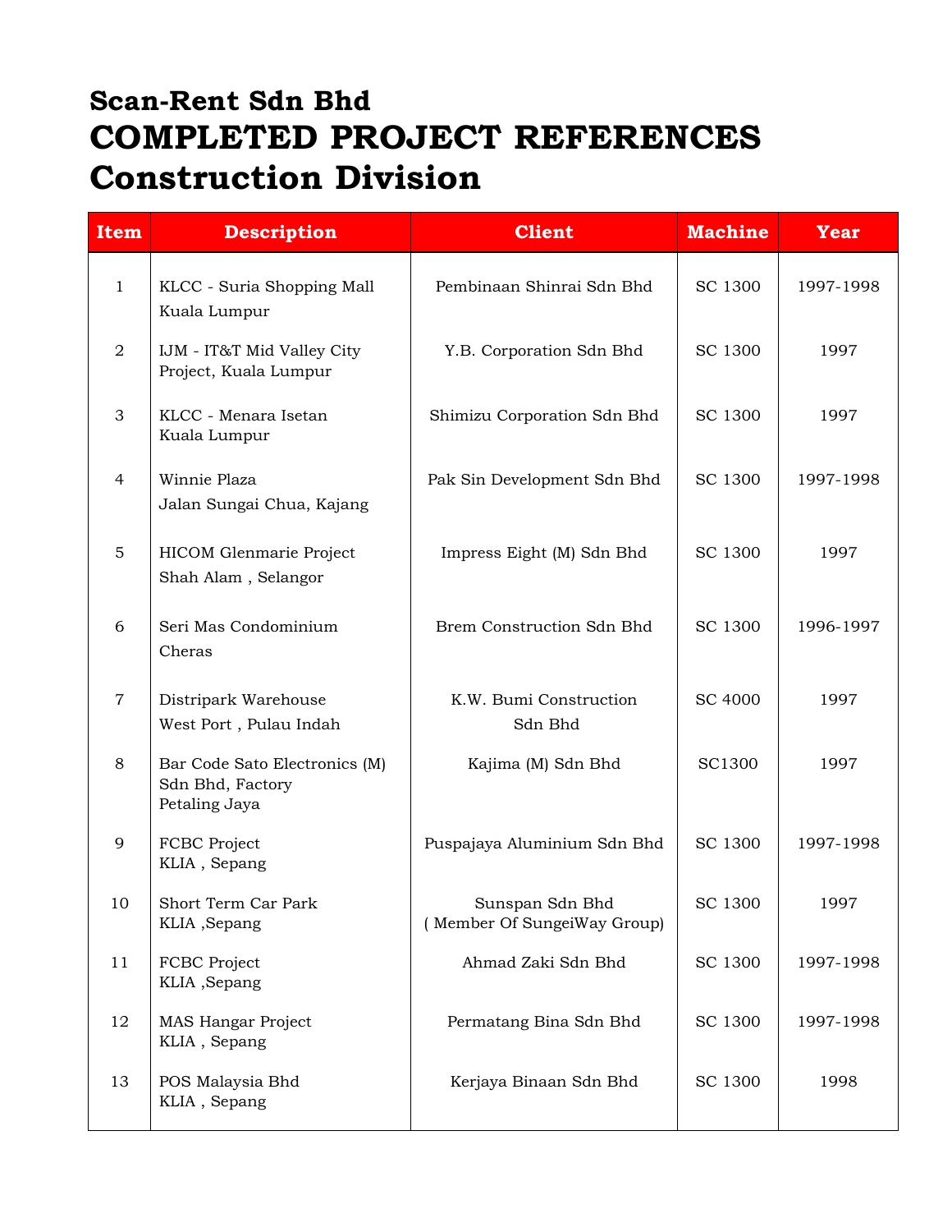# Scan-Rent Sdn Bhd

# COMPLETED PROJECT REFERENCES

# Construction Division

| Item | Description | Client | Machine | Year |
|---|---|---|---|---|
| 1 | KLCC - Suria Shopping Mall Kuala Lumpur | Pembinaan Shinrai Sdn Bhd | SC 1300 | 1997-1998 |
| 2 | IJM - IT&T Mid Valley City Project, Kuala Lumpur | Y.B. Corporation Sdn Bhd | SC 1300 | 1997 |
| 3 | KLCC - Menara Isetan Kuala Lumpur | Shimizu Corporation Sdn Bhd | SC 1300 | 1997 |
| 4 | Winnie Plaza Jalan Sungai Chua, Kajang | Pak Sin Development Sdn Bhd | SC 1300 | 1997-1998 |
| 5 | HICOM Glenmarie Project Shah Alam , Selangor | Impress Eight (M) Sdn Bhd | SC 1300 | 1997 |
| 6 | Seri Mas Condominium Cheras | Brem Construction Sdn Bhd | SC 1300 | 1996-1997 |
| 7 | Distripark Warehouse West Port , Pulau Indah | K.W. Bumi Construction Sdn Bhd | SC 4000 | 1997 |
| 8 | Bar Code Sato Electronics (M) Sdn Bhd, Factory Petaling Jaya | Kajima (M) Sdn Bhd | SC1300 | 1997 |
| 9 | FCBC Project KLIA , Sepang | Puspajaya Aluminium Sdn Bhd | SC 1300 | 1997-1998 |
| 10 | Short Term Car Park KLIA ,Sepang | Sunspan Sdn Bhd ( Member Of SungeiWay Group) | SC 1300 | 1997 |
| 11 | FCBC Project KLIA ,Sepang | Ahmad Zaki Sdn Bhd | SC 1300 | 1997-1998 |
| 12 | MAS Hangar Project KLIA , Sepang | Permatang Bina Sdn Bhd | SC 1300 | 1997-1998 |
| 13 | POS Malaysia Bhd KLIA , Sepang | Kerjaya Binaan Sdn Bhd | SC 1300 | 1998 |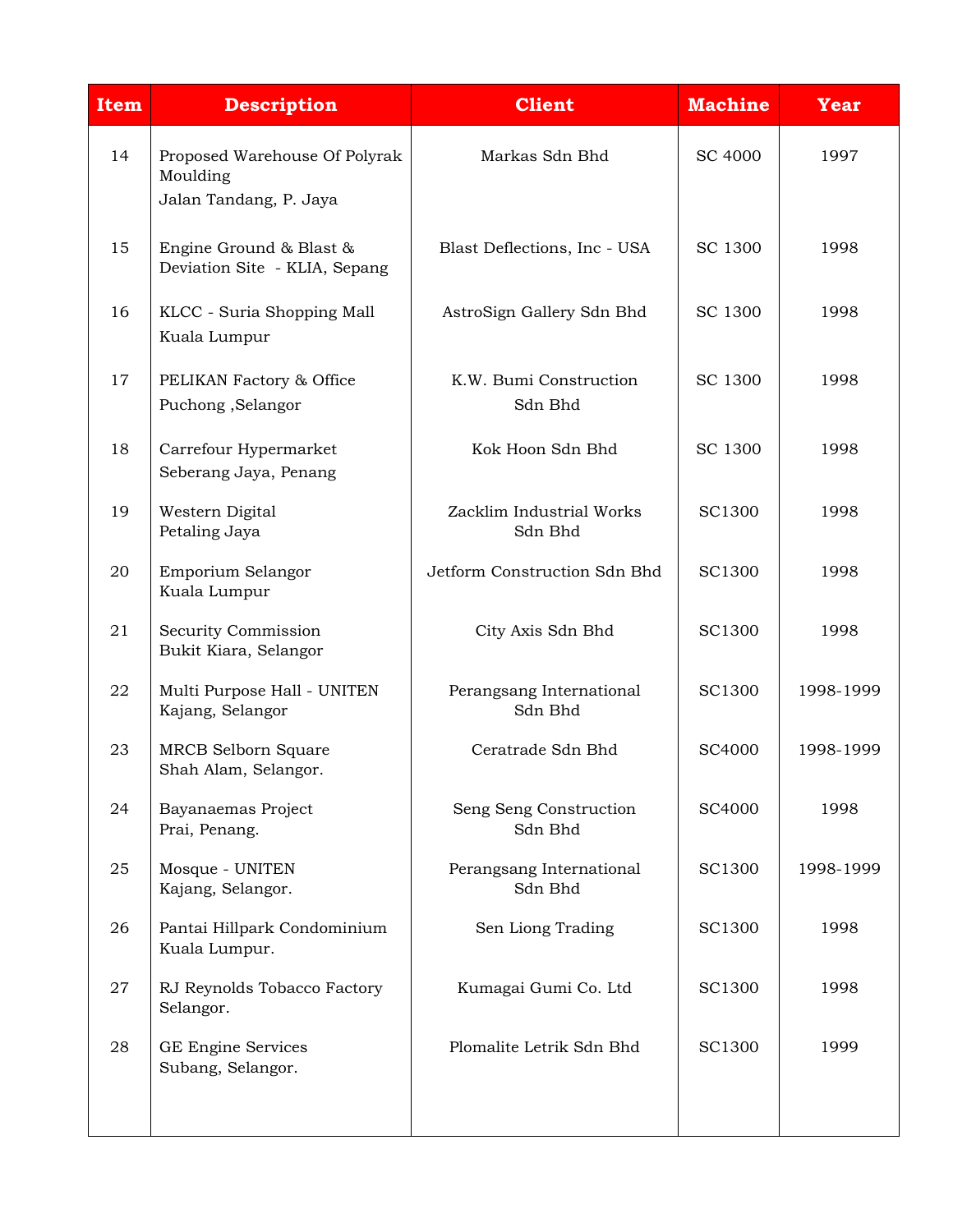| Item | Description | Client | Machine | Year |
|---|---|---|---|---|
| 14 | Proposed Warehouse Of Polyrak Moulding<br>Jalan Tandang, P. Jaya | Markas Sdn Bhd | SC 4000 | 1997 |
| 15 | Engine Ground & Blast & Deviation Site - KLIA, Sepang | Blast Deflections, Inc - USA | SC 1300 | 1998 |
| 16 | KLCC - Suria Shopping Mall<br>Kuala Lumpur | AstroSign Gallery Sdn Bhd | SC 1300 | 1998 |
| 17 | PELIKAN Factory & Office<br>Puchong ,Selangor | K.W. Bumi Construction Sdn Bhd | SC 1300 | 1998 |
| 18 | Carrefour Hypermarket<br>Seberang Jaya, Penang | Kok Hoon Sdn Bhd | SC 1300 | 1998 |
| 19 | Western Digital<br>Petaling Jaya | Zacklim Industrial Works Sdn Bhd | SC1300 | 1998 |
| 20 | Emporium Selangor<br>Kuala Lumpur | Jetform Construction Sdn Bhd | SC1300 | 1998 |
| 21 | Security Commission<br>Bukit Kiara, Selangor | City Axis Sdn Bhd | SC1300 | 1998 |
| 22 | Multi Purpose Hall - UNITEN<br>Kajang, Selangor | Perangsang International Sdn Bhd | SC1300 | 1998-1999 |
| 23 | MRCB Selborn Square<br>Shah Alam, Selangor. | Ceratrade Sdn Bhd | SC4000 | 1998-1999 |
| 24 | Bayanaemas Project<br>Prai, Penang. | Seng Seng Construction Sdn Bhd | SC4000 | 1998 |
| 25 | Mosque - UNITEN<br>Kajang, Selangor. | Perangsang International Sdn Bhd | SC1300 | 1998-1999 |
| 26 | Pantai Hillpark Condominium<br>Kuala Lumpur. | Sen Liong Trading | SC1300 | 1998 |
| 27 | RJ Reynolds Tobacco Factory<br>Selangor. | Kumagai Gumi Co. Ltd | SC1300 | 1998 |
| 28 | GE Engine Services<br>Subang, Selangor. | Plomalite Letrik Sdn Bhd | SC1300 | 1999 |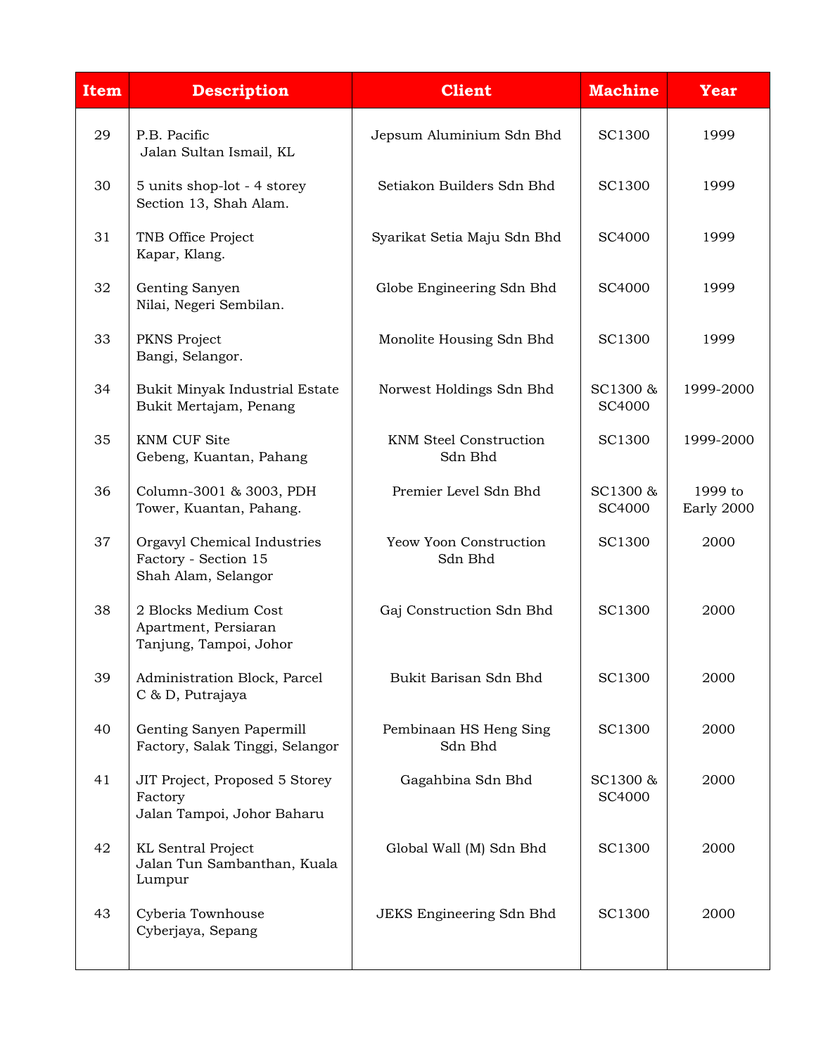| Item | Description | Client | Machine | Year |
|---|---|---|---|---|
| 29 | P.B. Pacific Jalan Sultan Ismail, KL | Jepsum Aluminium Sdn Bhd | SC1300 | 1999 |
| 30 | 5 units shop-lot - 4 storey Section 13, Shah Alam. | Setiakon Builders Sdn Bhd | SC1300 | 1999 |
| 31 | TNB Office Project Kapar, Klang. | Syarikat Setia Maju Sdn Bhd | SC4000 | 1999 |
| 32 | Genting Sanyen Nilai, Negeri Sembilan. | Globe Engineering Sdn Bhd | SC4000 | 1999 |
| 33 | PKNS Project Bangi, Selangor. | Monolite Housing Sdn Bhd | SC1300 | 1999 |
| 34 | Bukit Minyak Industrial Estate Bukit Mertajam, Penang | Norwest Holdings Sdn Bhd | SC1300 & SC4000 | 1999-2000 |
| 35 | KNM CUF Site Gebeng, Kuantan, Pahang | KNM Steel Construction Sdn Bhd | SC1300 | 1999-2000 |
| 36 | Column-3001 & 3003, PDH Tower, Kuantan, Pahang. | Premier Level Sdn Bhd | SC1300 & SC4000 | 1999 to Early 2000 |
| 37 | Orgavyl Chemical Industries Factory - Section 15 Shah Alam, Selangor | Yeow Yoon Construction Sdn Bhd | SC1300 | 2000 |
| 38 | 2 Blocks Medium Cost Apartment, Persiaran Tanjung, Tampoi, Johor | Gaj Construction Sdn Bhd | SC1300 | 2000 |
| 39 | Administration Block, Parcel C & D, Putrajaya | Bukit Barisan Sdn Bhd | SC1300 | 2000 |
| 40 | Genting Sanyen Papermill Factory, Salak Tinggi, Selangor | Pembinaan HS Heng Sing Sdn Bhd | SC1300 | 2000 |
| 41 | JIT Project, Proposed 5 Storey Factory Jalan Tampoi, Johor Baharu | Gagahbina Sdn Bhd | SC1300 & SC4000 | 2000 |
| 42 | KL Sentral Project Jalan Tun Sambanthan, Kuala Lumpur | Global Wall (M) Sdn Bhd | SC1300 | 2000 |
| 43 | Cyberia Townhouse Cyberjaya, Sepang | JEKS Engineering Sdn Bhd | SC1300 | 2000 |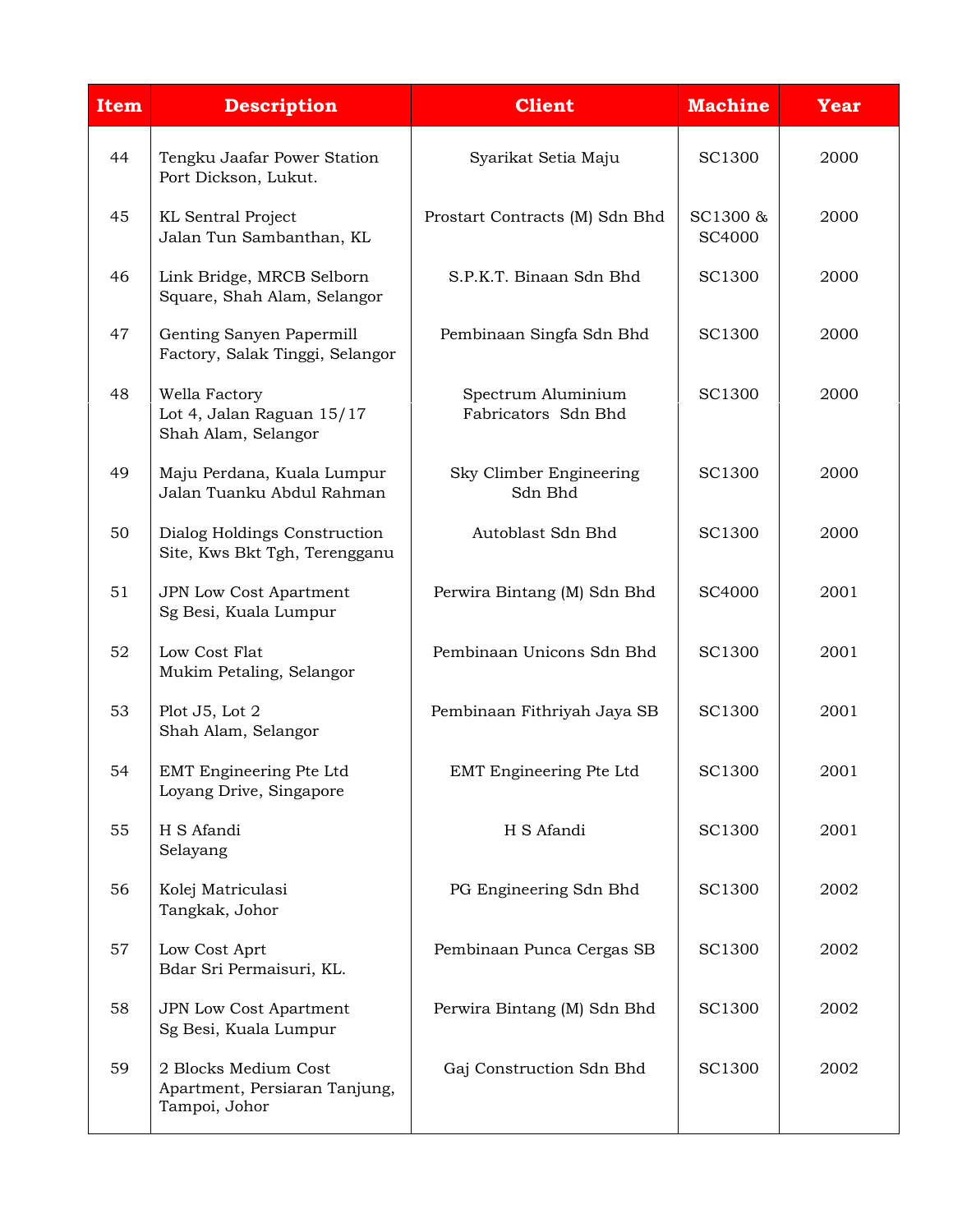| Item | Description | Client | Machine | Year |
|---|---|---|---|---|
| 44 | Tengku Jaafar Power Station Port Dickson, Lukut. | Syarikat Setia Maju | SC1300 | 2000 |
| 45 | KL Sentral Project Jalan Tun Sambanthan, KL | Prostart Contracts (M) Sdn Bhd | SC1300 & SC4000 | 2000 |
| 46 | Link Bridge, MRCB Selborn Square, Shah Alam, Selangor | S.P.K.T. Binaan Sdn Bhd | SC1300 | 2000 |
| 47 | Genting Sanyen Papermill Factory, Salak Tinggi, Selangor | Pembinaan Singfa Sdn Bhd | SC1300 | 2000 |
| 48 | Wella Factory Lot 4, Jalan Raguan 15/17 Shah Alam, Selangor | Spectrum Aluminium Fabricators Sdn Bhd | SC1300 | 2000 |
| 49 | Maju Perdana, Kuala Lumpur Jalan Tuanku Abdul Rahman | Sky Climber Engineering Sdn Bhd | SC1300 | 2000 |
| 50 | Dialog Holdings Construction Site, Kws Bkt Tgh, Terengganu | Autoblast Sdn Bhd | SC1300 | 2000 |
| 51 | JPN Low Cost Apartment Sg Besi, Kuala Lumpur | Perwira Bintang (M) Sdn Bhd | SC4000 | 2001 |
| 52 | Low Cost Flat Mukim Petaling, Selangor | Pembinaan Unicons Sdn Bhd | SC1300 | 2001 |
| 53 | Plot J5, Lot 2 Shah Alam, Selangor | Pembinaan Fithriyah Jaya SB | SC1300 | 2001 |
| 54 | EMT Engineering Pte Ltd Loyang Drive, Singapore | EMT Engineering Pte Ltd | SC1300 | 2001 |
| 55 | H S Afandi Selayang | H S Afandi | SC1300 | 2001 |
| 56 | Kolej Matriculasi Tangkak, Johor | PG Engineering Sdn Bhd | SC1300 | 2002 |
| 57 | Low Cost Aprt Bdar Sri Permaisuri, KL. | Pembinaan Punca Cergas SB | SC1300 | 2002 |
| 58 | JPN Low Cost Apartment Sg Besi, Kuala Lumpur | Perwira Bintang (M) Sdn Bhd | SC1300 | 2002 |
| 59 | 2 Blocks Medium Cost Apartment, Persiaran Tanjung, Tampoi, Johor | Gaj Construction Sdn Bhd | SC1300 | 2002 |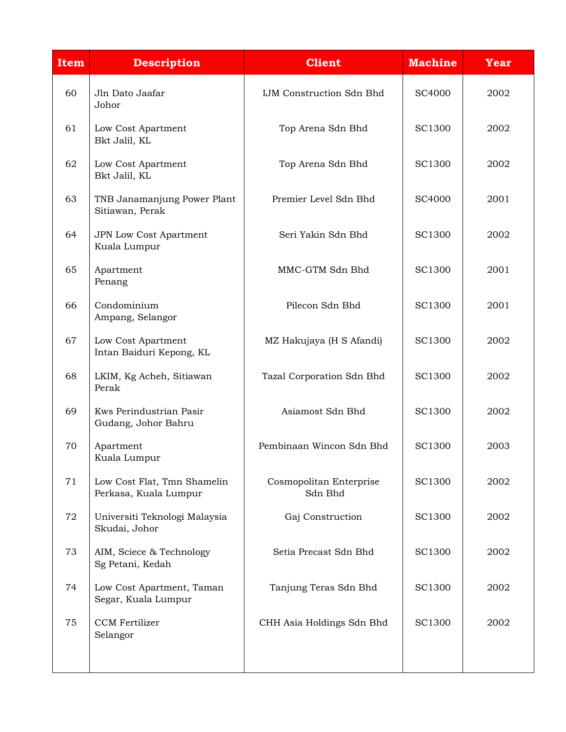| Item | Description | Client | Machine | Year |
|---|---|---|---|---|
| 60 | Jln Dato Jaafar Johor | IJM Construction Sdn Bhd | SC4000 | 2002 |
| 61 | Low Cost Apartment Bkt Jalil, KL | Top Arena Sdn Bhd | SC1300 | 2002 |
| 62 | Low Cost Apartment Bkt Jalil, KL | Top Arena Sdn Bhd | SC1300 | 2002 |
| 63 | TNB Janamanjung Power Plant Sitiawan, Perak | Premier Level Sdn Bhd | SC4000 | 2001 |
| 64 | JPN Low Cost Apartment Kuala Lumpur | Seri Yakin Sdn Bhd | SC1300 | 2002 |
| 65 | Apartment Penang | MMC-GTM Sdn Bhd | SC1300 | 2001 |
| 66 | Condominium Ampang, Selangor | Pilecon Sdn Bhd | SC1300 | 2001 |
| 67 | Low Cost Apartment Intan Baiduri Kepong, KL | MZ Hakujaya (H S Afandi) | SC1300 | 2002 |
| 68 | LKIM, Kg Acheh, Sitiawan Perak | Tazal Corporation Sdn Bhd | SC1300 | 2002 |
| 69 | Kws Perindustrian Pasir Gudang, Johor Bahru | Asiamost Sdn Bhd | SC1300 | 2002 |
| 70 | Apartment Kuala Lumpur | Pembinaan Wincon Sdn Bhd | SC1300 | 2003 |
| 71 | Low Cost Flat, Tmn Shamelin Perkasa, Kuala Lumpur | Cosmopolitan Enterprise Sdn Bhd | SC1300 | 2002 |
| 72 | Universiti Teknologi Malaysia Skudai, Johor | Gaj Construction | SC1300 | 2002 |
| 73 | AIM, Sciece & Technology Sg Petani, Kedah | Setia Precast Sdn Bhd | SC1300 | 2002 |
| 74 | Low Cost Apartment, Taman Segar, Kuala Lumpur | Tanjung Teras Sdn Bhd | SC1300 | 2002 |
| 75 | CCM Fertilizer Selangor | CHH Asia Holdings Sdn Bhd | SC1300 | 2002 |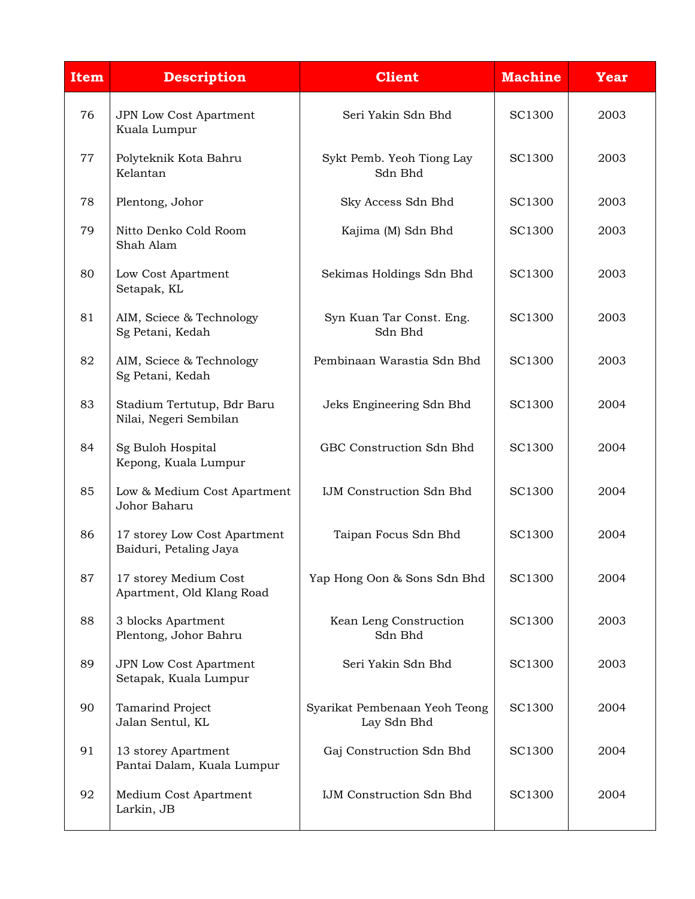| Item | Description | Client | Machine | Year |
|---|---|---|---|---|
| 76 | JPN Low Cost Apartment Kuala Lumpur | Seri Yakin Sdn Bhd | SC1300 | 2003 |
| 77 | Polyteknik Kota Bahru Kelantan | Sykt Pemb. Yeoh Tiong Lay Sdn Bhd | SC1300 | 2003 |
| 78 | Plentong, Johor | Sky Access Sdn Bhd | SC1300 | 2003 |
| 79 | Nitto Denko Cold Room Shah Alam | Kajima (M) Sdn Bhd | SC1300 | 2003 |
| 80 | Low Cost Apartment Setapak, KL | Sekimas Holdings Sdn Bhd | SC1300 | 2003 |
| 81 | AIM, Sciece & Technology Sg Petani, Kedah | Syn Kuan Tar Const. Eng. Sdn Bhd | SC1300 | 2003 |
| 82 | AIM, Sciece & Technology Sg Petani, Kedah | Pembinaan Warastia Sdn Bhd | SC1300 | 2003 |
| 83 | Stadium Tertutup, Bdr Baru Nilai, Negeri Sembilan | Jeks Engineering Sdn Bhd | SC1300 | 2004 |
| 84 | Sg Buloh Hospital Kepong, Kuala Lumpur | GBC Construction Sdn Bhd | SC1300 | 2004 |
| 85 | Low & Medium Cost Apartment Johor Baharu | IJM Construction Sdn Bhd | SC1300 | 2004 |
| 86 | 17 storey Low Cost Apartment Baiduri, Petaling Jaya | Taipan Focus Sdn Bhd | SC1300 | 2004 |
| 87 | 17 storey Medium Cost Apartment, Old Klang Road | Yap Hong Oon & Sons Sdn Bhd | SC1300 | 2004 |
| 88 | 3 blocks Apartment Plentong, Johor Bahru | Kean Leng Construction Sdn Bhd | SC1300 | 2003 |
| 89 | JPN Low Cost Apartment Setapak, Kuala Lumpur | Seri Yakin Sdn Bhd | SC1300 | 2003 |
| 90 | Tamarind Project Jalan Sentul, KL | Syarikat Pembenaan Yeoh Teong Lay Sdn Bhd | SC1300 | 2004 |
| 91 | 13 storey Apartment Pantai Dalam, Kuala Lumpur | Gaj Construction Sdn Bhd | SC1300 | 2004 |
| 92 | Medium Cost Apartment Larkin, JB | IJM Construction Sdn Bhd | SC1300 | 2004 |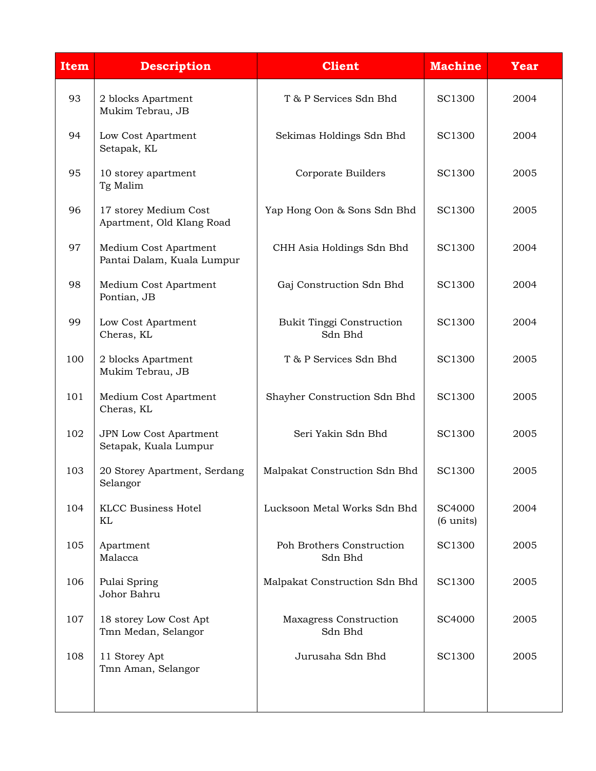| Item | Description | Client | Machine | Year |
|---|---|---|---|---|
| 93 | 2 blocks Apartment Mukim Tebrau, JB | T & P Services Sdn Bhd | SC1300 | 2004 |
| 94 | Low Cost Apartment Setapak, KL | Sekimas Holdings Sdn Bhd | SC1300 | 2004 |
| 95 | 10 storey apartment Tg Malim | Corporate Builders | SC1300 | 2005 |
| 96 | 17 storey Medium Cost Apartment, Old Klang Road | Yap Hong Oon & Sons Sdn Bhd | SC1300 | 2005 |
| 97 | Medium Cost Apartment Pantai Dalam, Kuala Lumpur | CHH Asia Holdings Sdn Bhd | SC1300 | 2004 |
| 98 | Medium Cost Apartment Pontian, JB | Gaj Construction Sdn Bhd | SC1300 | 2004 |
| 99 | Low Cost Apartment Cheras, KL | Bukit Tinggi Construction Sdn Bhd | SC1300 | 2004 |
| 100 | 2 blocks Apartment Mukim Tebrau, JB | T & P Services Sdn Bhd | SC1300 | 2005 |
| 101 | Medium Cost Apartment Cheras, KL | Shayher Construction Sdn Bhd | SC1300 | 2005 |
| 102 | JPN Low Cost Apartment Setapak, Kuala Lumpur | Seri Yakin Sdn Bhd | SC1300 | 2005 |
| 103 | 20 Storey Apartment, Serdang Selangor | Malpakat Construction Sdn Bhd | SC1300 | 2005 |
| 104 | KLCC Business Hotel KL | Lucksoon Metal Works Sdn Bhd | SC4000 (6 units) | 2004 |
| 105 | Apartment Malacca | Poh Brothers Construction Sdn Bhd | SC1300 | 2005 |
| 106 | Pulai Spring Johor Bahru | Malpakat Construction Sdn Bhd | SC1300 | 2005 |
| 107 | 18 storey Low Cost Apt Tmn Medan, Selangor | Maxagress Construction Sdn Bhd | SC4000 | 2005 |
| 108 | 11 Storey Apt Tmn Aman, Selangor | Jurusaha Sdn Bhd | SC1300 | 2005 |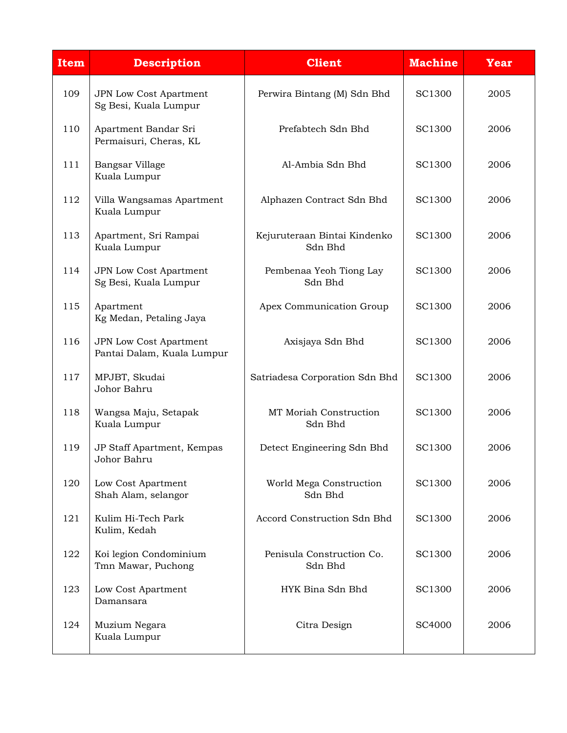| Item | Description | Client | Machine | Year |
|---|---|---|---|---|
| 109 | JPN Low Cost Apartment Sg Besi, Kuala Lumpur | Perwira Bintang (M) Sdn Bhd | SC1300 | 2005 |
| 110 | Apartment Bandar Sri Permaisuri, Cheras, KL | Prefabtech Sdn Bhd | SC1300 | 2006 |
| 111 | Bangsar Village Kuala Lumpur | Al-Ambia Sdn Bhd | SC1300 | 2006 |
| 112 | Villa Wangsamas Apartment Kuala Lumpur | Alphazen Contract Sdn Bhd | SC1300 | 2006 |
| 113 | Apartment, Sri Rampai Kuala Lumpur | Kejuruteraan Bintai Kindenko Sdn Bhd | SC1300 | 2006 |
| 114 | JPN Low Cost Apartment Sg Besi, Kuala Lumpur | Pembenaa Yeoh Tiong Lay Sdn Bhd | SC1300 | 2006 |
| 115 | Apartment Kg Medan, Petaling Jaya | Apex Communication Group | SC1300 | 2006 |
| 116 | JPN Low Cost Apartment Pantai Dalam, Kuala Lumpur | Axisjaya Sdn Bhd | SC1300 | 2006 |
| 117 | MPJBT, Skudai Johor Bahru | Satriadesa Corporation Sdn Bhd | SC1300 | 2006 |
| 118 | Wangsa Maju, Setapak Kuala Lumpur | MT Moriah Construction Sdn Bhd | SC1300 | 2006 |
| 119 | JP Staff Apartment, Kempas Johor Bahru | Detect Engineering Sdn Bhd | SC1300 | 2006 |
| 120 | Low Cost Apartment Shah Alam, selangor | World Mega Construction Sdn Bhd | SC1300 | 2006 |
| 121 | Kulim Hi-Tech Park Kulim, Kedah | Accord Construction Sdn Bhd | SC1300 | 2006 |
| 122 | Koi legion Condominium Tmn Mawar, Puchong | Penisula Construction Co. Sdn Bhd | SC1300 | 2006 |
| 123 | Low Cost Apartment Damansara | HYK Bina Sdn Bhd | SC1300 | 2006 |
| 124 | Muzium Negara Kuala Lumpur | Citra Design | SC4000 | 2006 |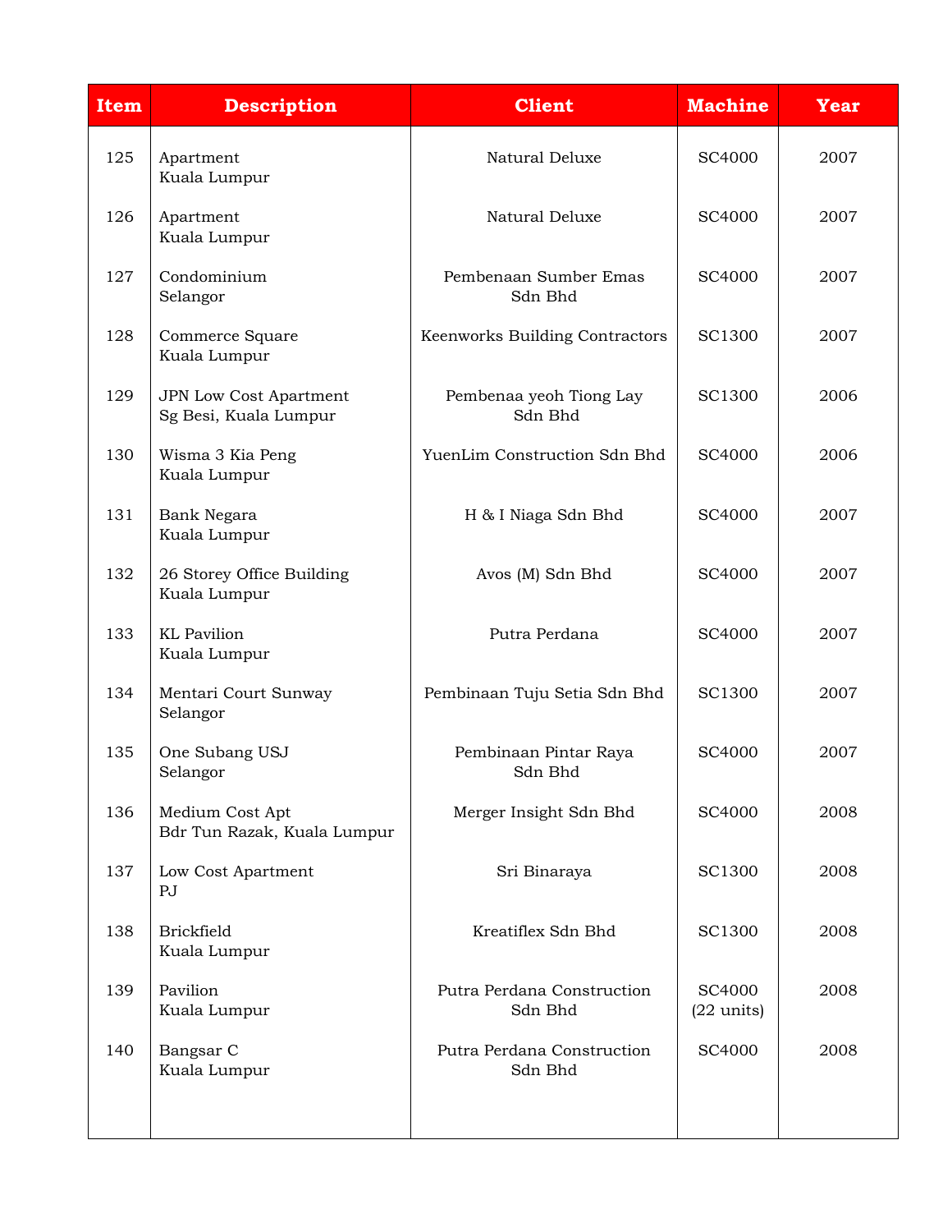| Item | Description | Client | Machine | Year |
|---|---|---|---|---|
| 125 | Apartment<br>Kuala Lumpur | Natural Deluxe | SC4000 | 2007 |
| 126 | Apartment<br>Kuala Lumpur | Natural Deluxe | SC4000 | 2007 |
| 127 | Condominium<br>Selangor | Pembenaan Sumber Emas Sdn Bhd | SC4000 | 2007 |
| 128 | Commerce Square<br>Kuala Lumpur | Keenworks Building Contractors | SC1300 | 2007 |
| 129 | JPN Low Cost Apartment<br>Sg Besi, Kuala Lumpur | Pembenaa yeoh Tiong Lay Sdn Bhd | SC1300 | 2006 |
| 130 | Wisma 3 Kia Peng<br>Kuala Lumpur | YuenLim Construction Sdn Bhd | SC4000 | 2006 |
| 131 | Bank Negara<br>Kuala Lumpur | H & I Niaga Sdn Bhd | SC4000 | 2007 |
| 132 | 26 Storey Office Building<br>Kuala Lumpur | Avos (M) Sdn Bhd | SC4000 | 2007 |
| 133 | KL Pavilion<br>Kuala Lumpur | Putra Perdana | SC4000 | 2007 |
| 134 | Mentari Court Sunway<br>Selangor | Pembinaan Tuju Setia Sdn Bhd | SC1300 | 2007 |
| 135 | One Subang USJ<br>Selangor | Pembinaan Pintar Raya Sdn Bhd | SC4000 | 2007 |
| 136 | Medium Cost Apt<br>Bdr Tun Razak, Kuala Lumpur | Merger Insight Sdn Bhd | SC4000 | 2008 |
| 137 | Low Cost Apartment<br>PJ | Sri Binaraya | SC1300 | 2008 |
| 138 | Brickfield<br>Kuala Lumpur | Kreatiflex Sdn Bhd | SC1300 | 2008 |
| 139 | Pavilion<br>Kuala Lumpur | Putra Perdana Construction Sdn Bhd | SC4000 (22 units) | 2008 |
| 140 | Bangsar C<br>Kuala Lumpur | Putra Perdana Construction Sdn Bhd | SC4000 | 2008 |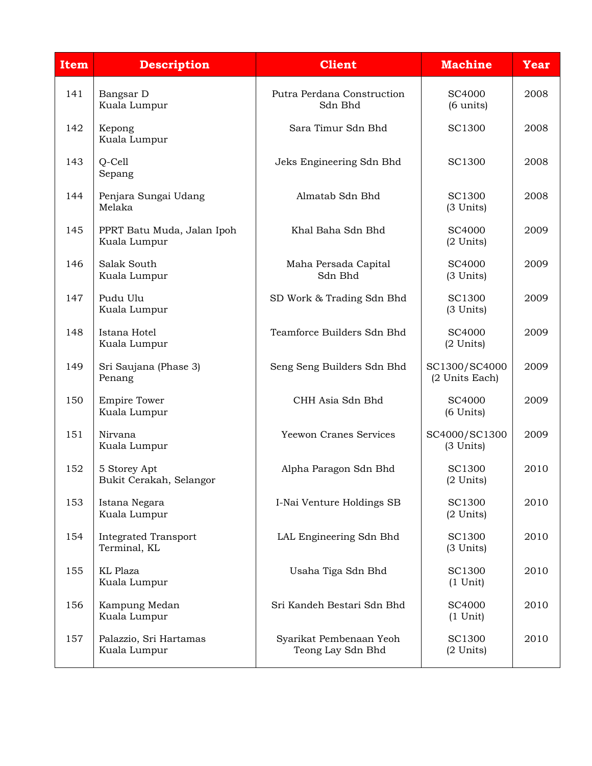| Item | Description | Client | Machine | Year |
|---|---|---|---|---|
| 141 | Bangsar D<br>Kuala Lumpur | Putra Perdana Construction Sdn Bhd | SC4000<br>(6 units) | 2008 |
| 142 | Kepong<br>Kuala Lumpur | Sara Timur Sdn Bhd | SC1300 | 2008 |
| 143 | Q-Cell<br>Sepang | Jeks Engineering Sdn Bhd | SC1300 | 2008 |
| 144 | Penjara Sungai Udang<br>Melaka | Almatab Sdn Bhd | SC1300<br>(3 Units) | 2008 |
| 145 | PPRT Batu Muda, Jalan Ipoh<br>Kuala Lumpur | Khal Baha Sdn Bhd | SC4000<br>(2 Units) | 2009 |
| 146 | Salak South<br>Kuala Lumpur | Maha Persada Capital Sdn Bhd | SC4000<br>(3 Units) | 2009 |
| 147 | Pudu Ulu<br>Kuala Lumpur | SD Work & Trading Sdn Bhd | SC1300<br>(3 Units) | 2009 |
| 148 | Istana Hotel<br>Kuala Lumpur | Teamforce Builders Sdn Bhd | SC4000<br>(2 Units) | 2009 |
| 149 | Sri Saujana (Phase 3)<br>Penang | Seng Seng Builders Sdn Bhd | SC1300/SC4000<br>(2 Units Each) | 2009 |
| 150 | Empire Tower<br>Kuala Lumpur | CHH Asia Sdn Bhd | SC4000<br>(6 Units) | 2009 |
| 151 | Nirvana<br>Kuala Lumpur | Yeewon Cranes Services | SC4000/SC1300<br>(3 Units) | 2009 |
| 152 | 5 Storey Apt<br>Bukit Cerakah, Selangor | Alpha Paragon Sdn Bhd | SC1300<br>(2 Units) | 2010 |
| 153 | Istana Negara<br>Kuala Lumpur | I-Nai Venture Holdings SB | SC1300<br>(2 Units) | 2010 |
| 154 | Integrated Transport<br>Terminal, KL | LAL Engineering Sdn Bhd | SC1300<br>(3 Units) | 2010 |
| 155 | KL Plaza<br>Kuala Lumpur | Usaha Tiga Sdn Bhd | SC1300<br>(1 Unit) | 2010 |
| 156 | Kampung Medan<br>Kuala Lumpur | Sri Kandeh Bestari Sdn Bhd | SC4000<br>(1 Unit) | 2010 |
| 157 | Palazzio, Sri Hartamas<br>Kuala Lumpur | Syarikat Pembenaan Yeoh Teong Lay Sdn Bhd | SC1300<br>(2 Units) | 2010 |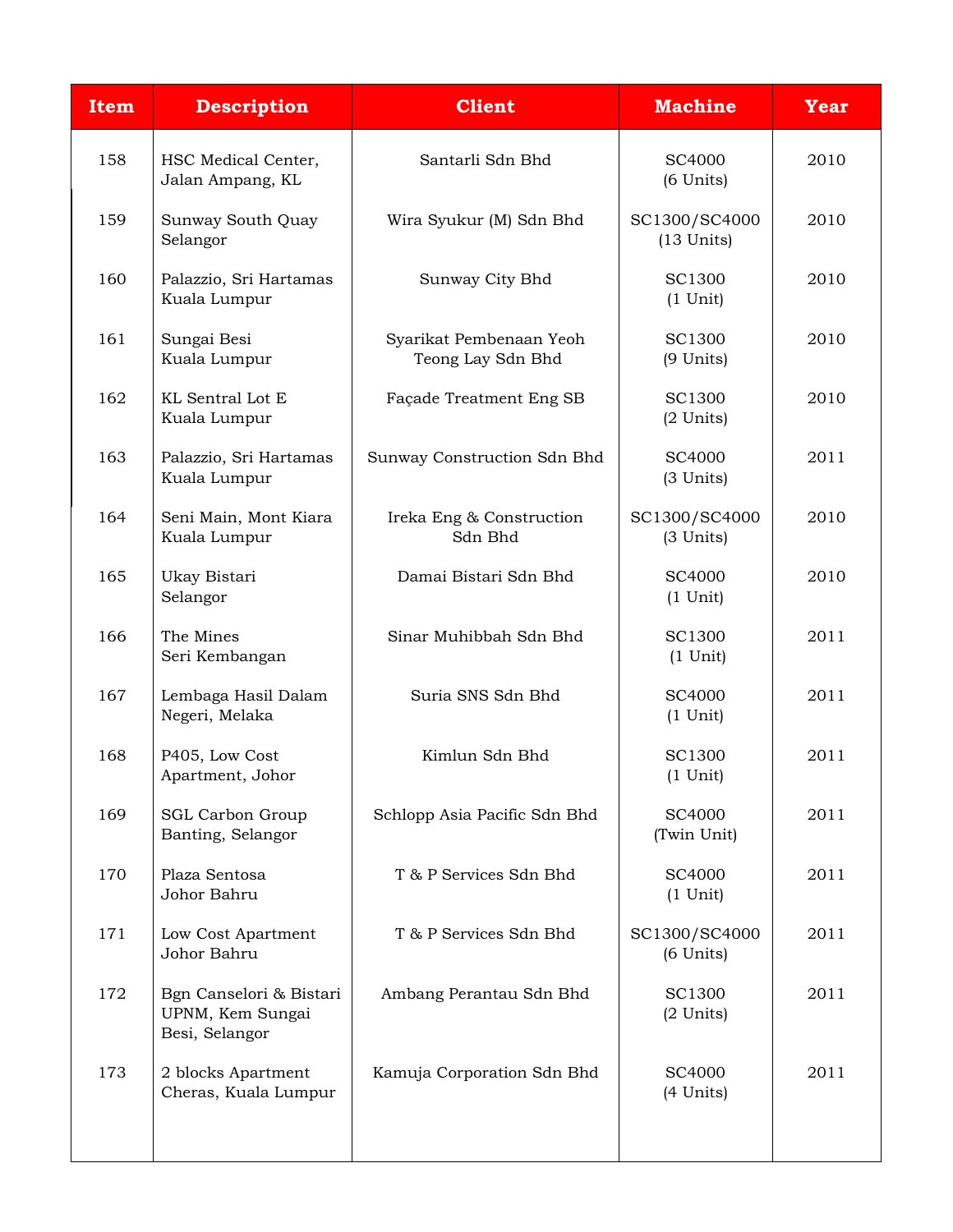| Item | Description | Client | Machine | Year |
| --- | --- | --- | --- | --- |
| 158 | HSC Medical Center, Jalan Ampang, KL | Santarli Sdn Bhd | SC4000 (6 Units) | 2010 |
| 159 | Sunway South Quay Selangor | Wira Syukur (M) Sdn Bhd | SC1300/SC4000 (13 Units) | 2010 |
| 160 | Palazzio, Sri Hartamas Kuala Lumpur | Sunway City Bhd | SC1300 (1 Unit) | 2010 |
| 161 | Sungai Besi Kuala Lumpur | Syarikat Pembenaan Yeoh Teong Lay Sdn Bhd | SC1300 (9 Units) | 2010 |
| 162 | KL Sentral Lot E Kuala Lumpur | Façade Treatment Eng SB | SC1300 (2 Units) | 2010 |
| 163 | Palazzio, Sri Hartamas Kuala Lumpur | Sunway Construction Sdn Bhd | SC4000 (3 Units) | 2011 |
| 164 | Seni Main, Mont Kiara Kuala Lumpur | Ireka Eng & Construction Sdn Bhd | SC1300/SC4000 (3 Units) | 2010 |
| 165 | Ukay Bistari Selangor | Damai Bistari Sdn Bhd | SC4000 (1 Unit) | 2010 |
| 166 | The Mines Seri Kembangan | Sinar Muhibbah Sdn Bhd | SC1300 (1 Unit) | 2011 |
| 167 | Lembaga Hasil Dalam Negeri, Melaka | Suria SNS Sdn Bhd | SC4000 (1 Unit) | 2011 |
| 168 | P405, Low Cost Apartment, Johor | Kimlun Sdn Bhd | SC1300 (1 Unit) | 2011 |
| 169 | SGL Carbon Group Banting, Selangor | Schlopp Asia Pacific Sdn Bhd | SC4000 (Twin Unit) | 2011 |
| 170 | Plaza Sentosa Johor Bahru | T & P Services Sdn Bhd | SC4000 (1 Unit) | 2011 |
| 171 | Low Cost Apartment Johor Bahru | T & P Services Sdn Bhd | SC1300/SC4000 (6 Units) | 2011 |
| 172 | Bgn Canselori & Bistari UPNM, Kem Sungai Besi, Selangor | Ambang Perantau Sdn Bhd | SC1300 (2 Units) | 2011 |
| 173 | 2 blocks Apartment Cheras, Kuala Lumpur | Kamuja Corporation Sdn Bhd | SC4000 (4 Units) | 2011 |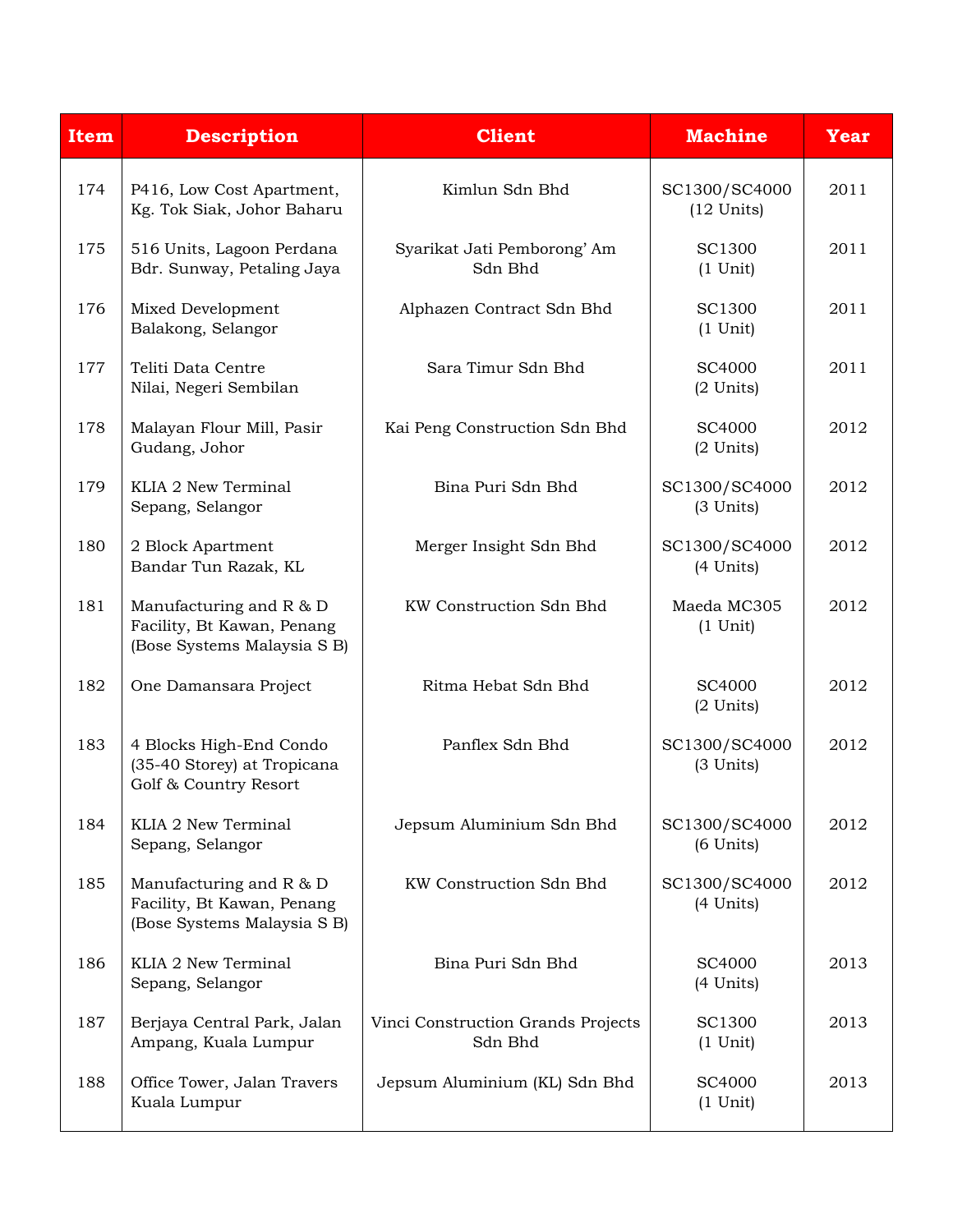| Item | Description | Client | Machine | Year |
|---|---|---|---|---|
| 174 | P416, Low Cost Apartment, Kg. Tok Siak, Johor Baharu | Kimlun Sdn Bhd | SC1300/SC4000 (12 Units) | 2011 |
| 175 | 516 Units, Lagoon Perdana Bdr. Sunway, Petaling Jaya | Syarikat Jati Pemborong' Am Sdn Bhd | SC1300 (1 Unit) | 2011 |
| 176 | Mixed Development Balakong, Selangor | Alphazen Contract Sdn Bhd | SC1300 (1 Unit) | 2011 |
| 177 | Teliti Data Centre Nilai, Negeri Sembilan | Sara Timur Sdn Bhd | SC4000 (2 Units) | 2011 |
| 178 | Malayan Flour Mill, Pasir Gudang, Johor | Kai Peng Construction Sdn Bhd | SC4000 (2 Units) | 2012 |
| 179 | KLIA 2 New Terminal Sepang, Selangor | Bina Puri Sdn Bhd | SC1300/SC4000 (3 Units) | 2012 |
| 180 | 2 Block Apartment Bandar Tun Razak, KL | Merger Insight Sdn Bhd | SC1300/SC4000 (4 Units) | 2012 |
| 181 | Manufacturing and R & D Facility, Bt Kawan, Penang (Bose Systems Malaysia S B) | KW Construction Sdn Bhd | Maeda MC305 (1 Unit) | 2012 |
| 182 | One Damansara Project | Ritma Hebat Sdn Bhd | SC4000 (2 Units) | 2012 |
| 183 | 4 Blocks High-End Condo (35-40 Storey) at Tropicana Golf & Country Resort | Panflex Sdn Bhd | SC1300/SC4000 (3 Units) | 2012 |
| 184 | KLIA 2 New Terminal Sepang, Selangor | Jepsum Aluminium Sdn Bhd | SC1300/SC4000 (6 Units) | 2012 |
| 185 | Manufacturing and R & D Facility, Bt Kawan, Penang (Bose Systems Malaysia S B) | KW Construction Sdn Bhd | SC1300/SC4000 (4 Units) | 2012 |
| 186 | KLIA 2 New Terminal Sepang, Selangor | Bina Puri Sdn Bhd | SC4000 (4 Units) | 2013 |
| 187 | Berjaya Central Park, Jalan Ampang, Kuala Lumpur | Vinci Construction Grands Projects Sdn Bhd | SC1300 (1 Unit) | 2013 |
| 188 | Office Tower, Jalan Travers Kuala Lumpur | Jepsum Aluminium (KL) Sdn Bhd | SC4000 (1 Unit) | 2013 |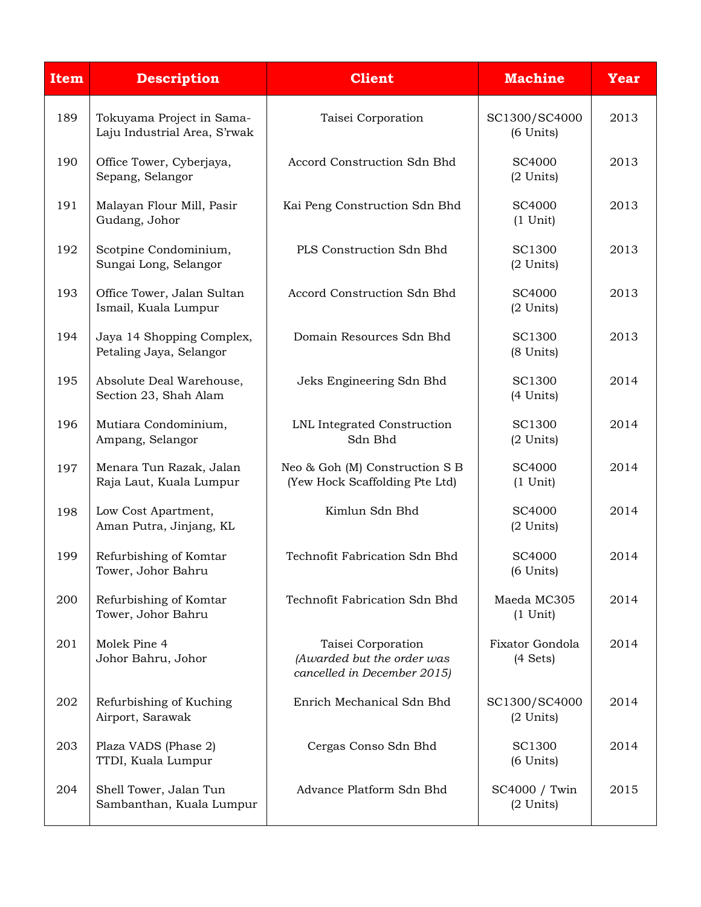| Item | Description | Client | Machine | Year |
|---|---|---|---|---|
| 189 | Tokuyama Project in Sama-Laju Industrial Area, S'rwak | Taisei Corporation | SC1300/SC4000 (6 Units) | 2013 |
| 190 | Office Tower, Cyberjaya, Sepang, Selangor | Accord Construction Sdn Bhd | SC4000 (2 Units) | 2013 |
| 191 | Malayan Flour Mill, Pasir Gudang, Johor | Kai Peng Construction Sdn Bhd | SC4000 (1 Unit) | 2013 |
| 192 | Scotpine Condominium, Sungai Long, Selangor | PLS Construction Sdn Bhd | SC1300 (2 Units) | 2013 |
| 193 | Office Tower, Jalan Sultan Ismail, Kuala Lumpur | Accord Construction Sdn Bhd | SC4000 (2 Units) | 2013 |
| 194 | Jaya 14 Shopping Complex, Petaling Jaya, Selangor | Domain Resources Sdn Bhd | SC1300 (8 Units) | 2013 |
| 195 | Absolute Deal Warehouse, Section 23, Shah Alam | Jeks Engineering Sdn Bhd | SC1300 (4 Units) | 2014 |
| 196 | Mutiara Condominium, Ampang, Selangor | LNL Integrated Construction Sdn Bhd | SC1300 (2 Units) | 2014 |
| 197 | Menara Tun Razak, Jalan Raja Laut, Kuala Lumpur | Neo & Goh (M) Construction S B (Yew Hock Scaffolding Pte Ltd) | SC4000 (1 Unit) | 2014 |
| 198 | Low Cost Apartment, Aman Putra, Jinjang, KL | Kimlun Sdn Bhd | SC4000 (2 Units) | 2014 |
| 199 | Refurbishing of Komtar Tower, Johor Bahru | Technofit Fabrication Sdn Bhd | SC4000 (6 Units) | 2014 |
| 200 | Refurbishing of Komtar Tower, Johor Bahru | Technofit Fabrication Sdn Bhd | Maeda MC305 (1 Unit) | 2014 |
| 201 | Molek Pine 4 Johor Bahru, Johor | Taisei Corporation *(Awarded but the order was cancelled in December 2015)* | Fixator Gondola (4 Sets) | 2014 |
| 202 | Refurbishing of Kuching Airport, Sarawak | Enrich Mechanical Sdn Bhd | SC1300/SC4000 (2 Units) | 2014 |
| 203 | Plaza VADS (Phase 2) TTDI, Kuala Lumpur | Cergas Conso Sdn Bhd | SC1300 (6 Units) | 2014 |
| 204 | Shell Tower, Jalan Tun Sambanthan, Kuala Lumpur | Advance Platform Sdn Bhd | SC4000 / Twin (2 Units) | 2015 |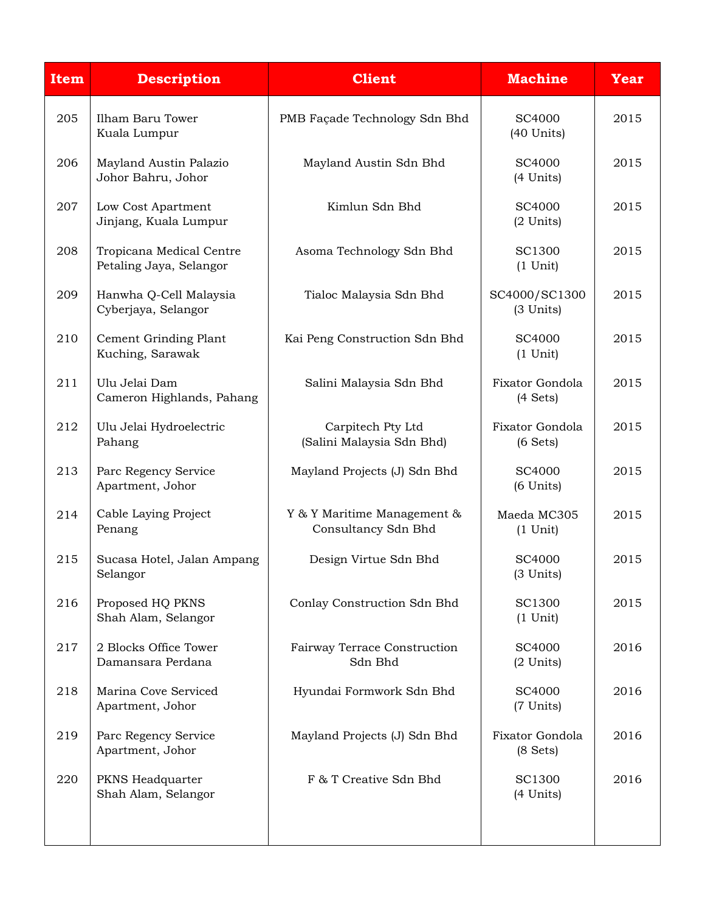| Item | Description | Client | Machine | Year |
|---|---|---|---|---|
| 205 | Ilham Baru Tower Kuala Lumpur | PMB Façade Technology Sdn Bhd | SC4000 (40 Units) | 2015 |
| 206 | Mayland Austin Palazio Johor Bahru, Johor | Mayland Austin Sdn Bhd | SC4000 (4 Units) | 2015 |
| 207 | Low Cost Apartment Jinjang, Kuala Lumpur | Kimlun Sdn Bhd | SC4000 (2 Units) | 2015 |
| 208 | Tropicana Medical Centre Petaling Jaya, Selangor | Asoma Technology Sdn Bhd | SC1300 (1 Unit) | 2015 |
| 209 | Hanwha Q-Cell Malaysia Cyberjaya, Selangor | Tialoc Malaysia Sdn Bhd | SC4000/SC1300 (3 Units) | 2015 |
| 210 | Cement Grinding Plant Kuching, Sarawak | Kai Peng Construction Sdn Bhd | SC4000 (1 Unit) | 2015 |
| 211 | Ulu Jelai Dam Cameron Highlands, Pahang | Salini Malaysia Sdn Bhd | Fixator Gondola (4 Sets) | 2015 |
| 212 | Ulu Jelai Hydroelectric Pahang | Carpitech Pty Ltd (Salini Malaysia Sdn Bhd) | Fixator Gondola (6 Sets) | 2015 |
| 213 | Parc Regency Service Apartment, Johor | Mayland Projects (J) Sdn Bhd | SC4000 (6 Units) | 2015 |
| 214 | Cable Laying Project Penang | Y & Y Maritime Management & Consultancy Sdn Bhd | Maeda MC305 (1 Unit) | 2015 |
| 215 | Sucasa Hotel, Jalan Ampang Selangor | Design Virtue Sdn Bhd | SC4000 (3 Units) | 2015 |
| 216 | Proposed HQ PKNS Shah Alam, Selangor | Conlay Construction Sdn Bhd | SC1300 (1 Unit) | 2015 |
| 217 | 2 Blocks Office Tower Damansara Perdana | Fairway Terrace Construction Sdn Bhd | SC4000 (2 Units) | 2016 |
| 218 | Marina Cove Serviced Apartment, Johor | Hyundai Formwork Sdn Bhd | SC4000 (7 Units) | 2016 |
| 219 | Parc Regency Service Apartment, Johor | Mayland Projects (J) Sdn Bhd | Fixator Gondola (8 Sets) | 2016 |
| 220 | PKNS Headquarter Shah Alam, Selangor | F & T Creative Sdn Bhd | SC1300 (4 Units) | 2016 |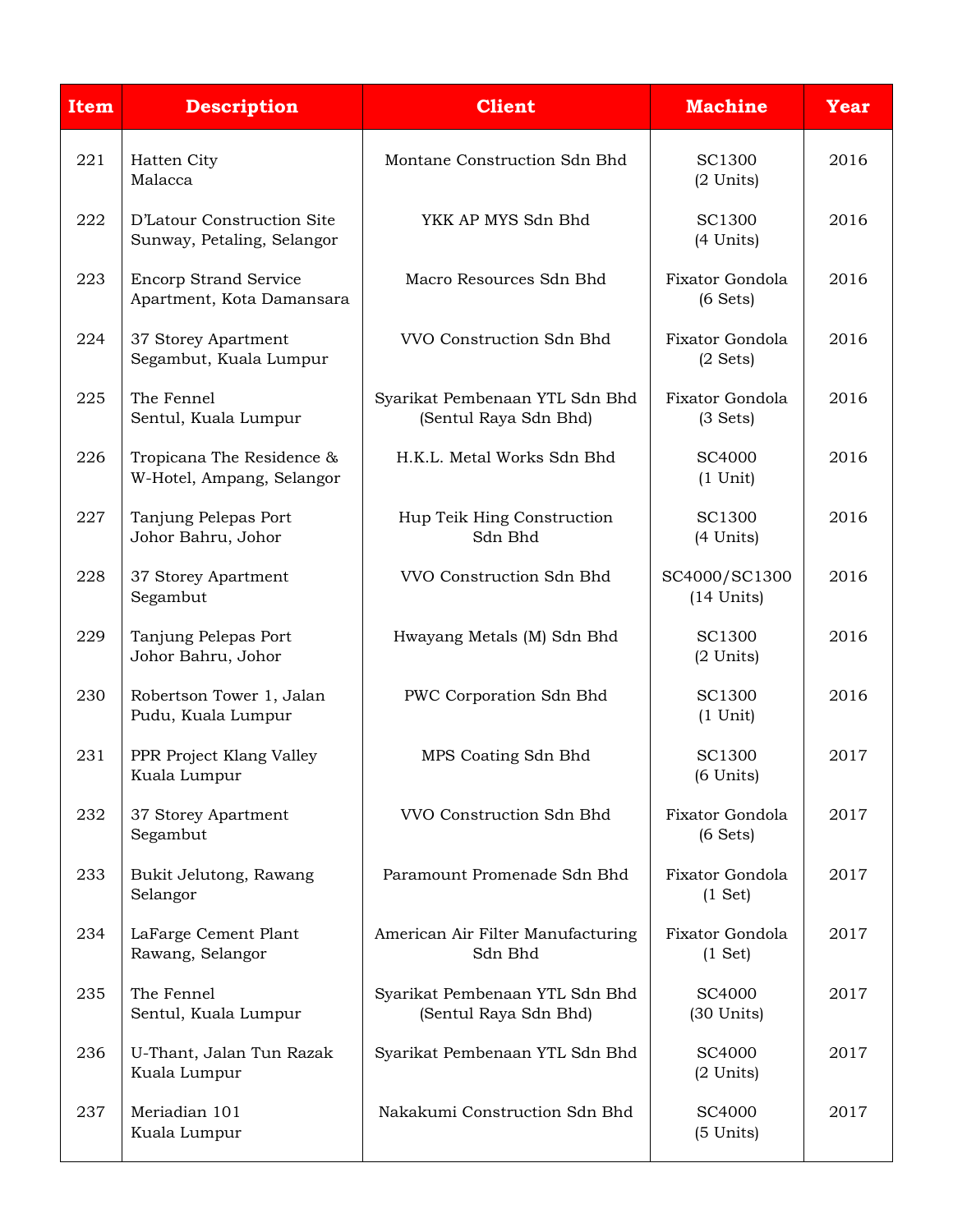| Item | Description | Client | Machine | Year |
|---|---|---|---|---|
| 221 | Hatten City Malacca | Montane Construction Sdn Bhd | SC1300 (2 Units) | 2016 |
| 222 | D'Latour Construction Site Sunway, Petaling, Selangor | YKK AP MYS Sdn Bhd | SC1300 (4 Units) | 2016 |
| 223 | Encorp Strand Service Apartment, Kota Damansara | Macro Resources Sdn Bhd | Fixator Gondola (6 Sets) | 2016 |
| 224 | 37 Storey Apartment Segambut, Kuala Lumpur | VVO Construction Sdn Bhd | Fixator Gondola (2 Sets) | 2016 |
| 225 | The Fennel Sentul, Kuala Lumpur | Syarikat Pembenaan YTL Sdn Bhd (Sentul Raya Sdn Bhd) | Fixator Gondola (3 Sets) | 2016 |
| 226 | Tropicana The Residence & W-Hotel, Ampang, Selangor | H.K.L. Metal Works Sdn Bhd | SC4000 (1 Unit) | 2016 |
| 227 | Tanjung Pelepas Port Johor Bahru, Johor | Hup Teik Hing Construction Sdn Bhd | SC1300 (4 Units) | 2016 |
| 228 | 37 Storey Apartment Segambut | VVO Construction Sdn Bhd | SC4000/SC1300 (14 Units) | 2016 |
| 229 | Tanjung Pelepas Port Johor Bahru, Johor | Hwayang Metals (M) Sdn Bhd | SC1300 (2 Units) | 2016 |
| 230 | Robertson Tower 1, Jalan Pudu, Kuala Lumpur | PWC Corporation Sdn Bhd | SC1300 (1 Unit) | 2016 |
| 231 | PPR Project Klang Valley Kuala Lumpur | MPS Coating Sdn Bhd | SC1300 (6 Units) | 2017 |
| 232 | 37 Storey Apartment Segambut | VVO Construction Sdn Bhd | Fixator Gondola (6 Sets) | 2017 |
| 233 | Bukit Jelutong, Rawang Selangor | Paramount Promenade Sdn Bhd | Fixator Gondola (1 Set) | 2017 |
| 234 | LaFarge Cement Plant Rawang, Selangor | American Air Filter Manufacturing Sdn Bhd | Fixator Gondola (1 Set) | 2017 |
| 235 | The Fennel Sentul, Kuala Lumpur | Syarikat Pembenaan YTL Sdn Bhd (Sentul Raya Sdn Bhd) | SC4000 (30 Units) | 2017 |
| 236 | U-Thant, Jalan Tun Razak Kuala Lumpur | Syarikat Pembenaan YTL Sdn Bhd | SC4000 (2 Units) | 2017 |
| 237 | Meriadian 101 Kuala Lumpur | Nakakumi Construction Sdn Bhd | SC4000 (5 Units) | 2017 |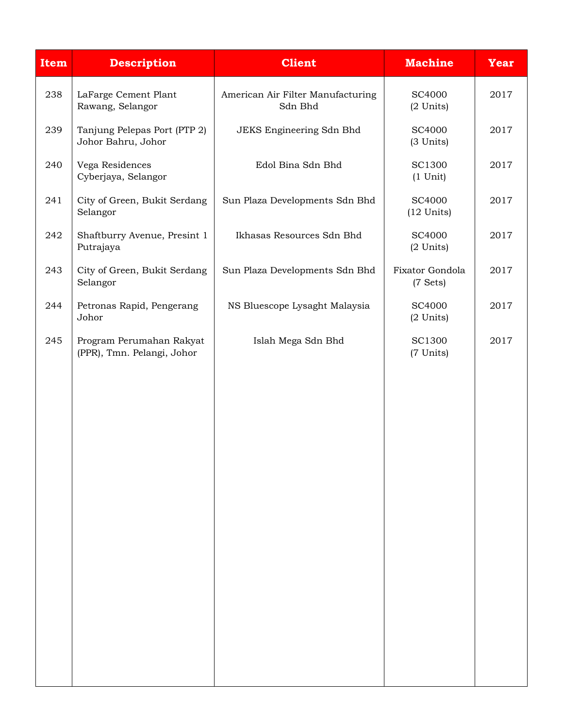| Item | Description | Client | Machine | Year |
|---|---|---|---|---|
| 238 | LaFarge Cement Plant Rawang, Selangor | American Air Filter Manufacturing Sdn Bhd | SC4000 (2 Units) | 2017 |
| 239 | Tanjung Pelepas Port (PTP 2) Johor Bahru, Johor | JEKS Engineering Sdn Bhd | SC4000 (3 Units) | 2017 |
| 240 | Vega Residences Cyberjaya, Selangor | Edol Bina Sdn Bhd | SC1300 (1 Unit) | 2017 |
| 241 | City of Green, Bukit Serdang Selangor | Sun Plaza Developments Sdn Bhd | SC4000 (12 Units) | 2017 |
| 242 | Shaftburry Avenue, Presint 1 Putrajaya | Ikhasas Resources Sdn Bhd | SC4000 (2 Units) | 2017 |
| 243 | City of Green, Bukit Serdang Selangor | Sun Plaza Developments Sdn Bhd | Fixator Gondola (7 Sets) | 2017 |
| 244 | Petronas Rapid, Pengerang Johor | NS Bluescope Lysaght Malaysia | SC4000 (2 Units) | 2017 |
| 245 | Program Perumahan Rakyat (PPR), Tmn. Pelangi, Johor | Islah Mega Sdn Bhd | SC1300 (7 Units) | 2017 |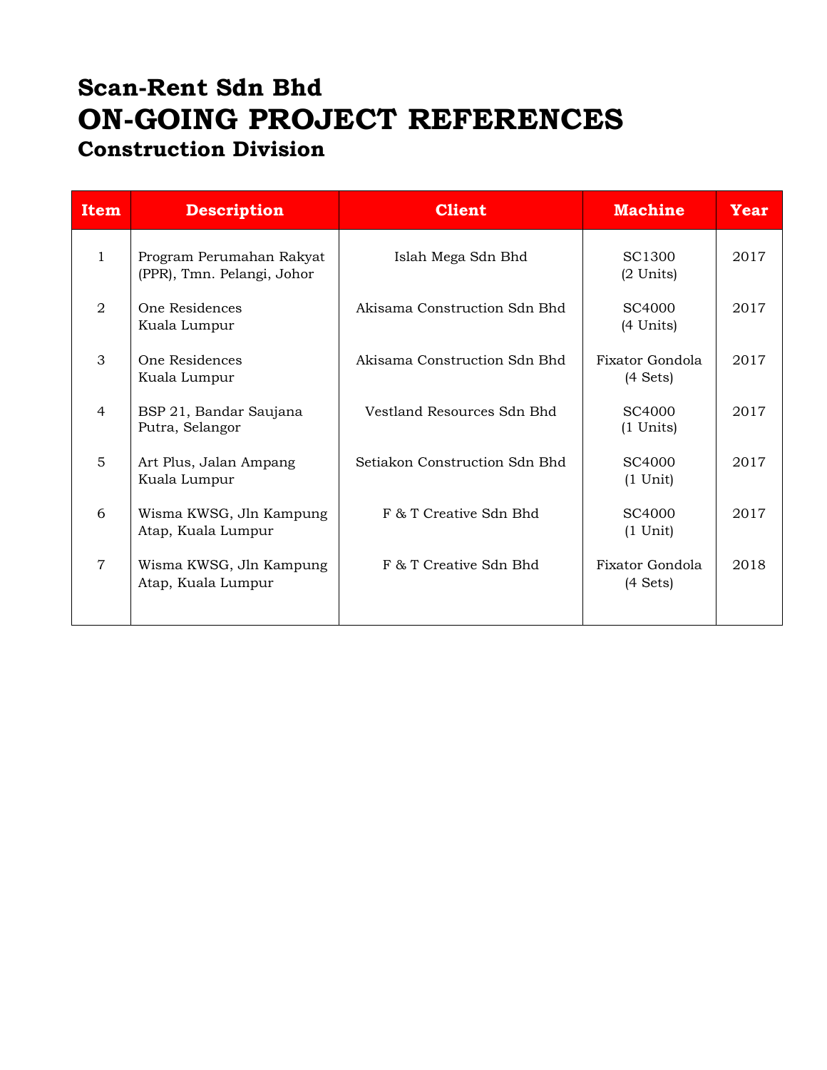# Scan-Rent Sdn Bhd

# ON-GOING PROJECT REFERENCES

## Construction Division

| Item | Description | Client | Machine | Year |
|---|---|---|---|---|
| 1 | Program Perumahan Rakyat (PPR), Tmn. Pelangi, Johor | Islah Mega Sdn Bhd | SC1300 (2 Units) | 2017 |
| 2 | One Residences Kuala Lumpur | Akisama Construction Sdn Bhd | SC4000 (4 Units) | 2017 |
| 3 | One Residences Kuala Lumpur | Akisama Construction Sdn Bhd | Fixator Gondola (4 Sets) | 2017 |
| 4 | BSP 21, Bandar Saujana Putra, Selangor | Vestland Resources Sdn Bhd | SC4000 (1 Units) | 2017 |
| 5 | Art Plus, Jalan Ampang Kuala Lumpur | Setiakon Construction Sdn Bhd | SC4000 (1 Unit) | 2017 |
| 6 | Wisma KWSG, Jln Kampung Atap, Kuala Lumpur | F & T Creative Sdn Bhd | SC4000 (1 Unit) | 2017 |
| 7 | Wisma KWSG, Jln Kampung Atap, Kuala Lumpur | F & T Creative Sdn Bhd | Fixator Gondola (4 Sets) | 2018 |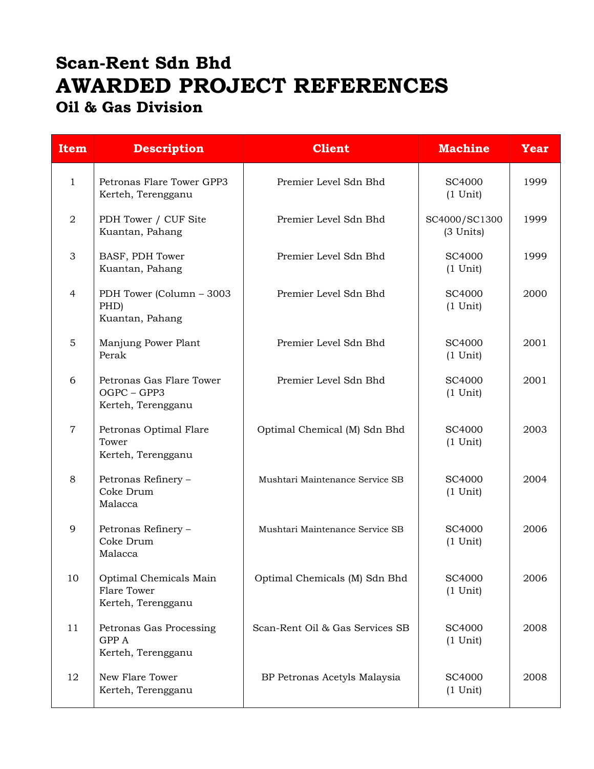# Scan-Rent Sdn Bhd

# AWARDED PROJECT REFERENCES

## Oil & Gas Division

| Item | Description | Client | Machine | Year |
|---|---|---|---|---|
| 1 | Petronas Flare Tower GPP3<br>Kerteh, Terengganu | Premier Level Sdn Bhd | SC4000<br>(1 Unit) | 1999 |
| 2 | PDH Tower / CUF Site<br>Kuantan, Pahang | Premier Level Sdn Bhd | SC4000/SC1300<br>(3 Units) | 1999 |
| 3 | BASF, PDH Tower<br>Kuantan, Pahang | Premier Level Sdn Bhd | SC4000<br>(1 Unit) | 1999 |
| 4 | PDH Tower (Column – 3003 PHD)<br>Kuantan, Pahang | Premier Level Sdn Bhd | SC4000<br>(1 Unit) | 2000 |
| 5 | Manjung Power Plant<br>Perak | Premier Level Sdn Bhd | SC4000<br>(1 Unit) | 2001 |
| 6 | Petronas Gas Flare Tower<br>OGPC – GPP3<br>Kerteh, Terengganu | Premier Level Sdn Bhd | SC4000<br>(1 Unit) | 2001 |
| 7 | Petronas Optimal Flare Tower<br>Kerteh, Terengganu | Optimal Chemical (M) Sdn Bhd | SC4000<br>(1 Unit) | 2003 |
| 8 | Petronas Refinery –<br>Coke Drum<br>Malacca | Mushtari Maintenance Service SB | SC4000<br>(1 Unit) | 2004 |
| 9 | Petronas Refinery –<br>Coke Drum<br>Malacca | Mushtari Maintenance Service SB | SC4000<br>(1 Unit) | 2006 |
| 10 | Optimal Chemicals Main Flare Tower<br>Kerteh, Terengganu | Optimal Chemicals (M) Sdn Bhd | SC4000<br>(1 Unit) | 2006 |
| 11 | Petronas Gas Processing<br>GPP A<br>Kerteh, Terengganu | Scan-Rent Oil & Gas Services SB | SC4000<br>(1 Unit) | 2008 |
| 12 | New Flare Tower<br>Kerteh, Terengganu | BP Petronas Acetyls Malaysia | SC4000<br>(1 Unit) | 2008 |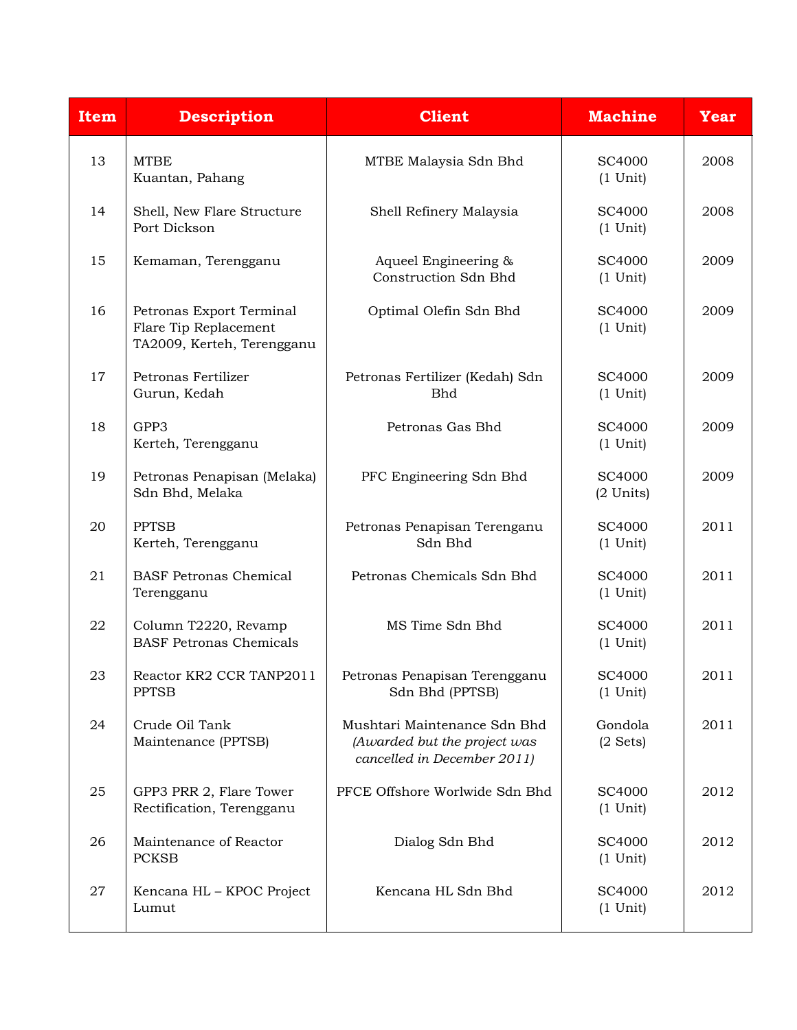| Item | Description | Client | Machine | Year |
|---|---|---|---|---|
| 13 | MTBE<br>Kuantan, Pahang | MTBE Malaysia Sdn Bhd | SC4000<br>(1 Unit) | 2008 |
| 14 | Shell, New Flare Structure<br>Port Dickson | Shell Refinery Malaysia | SC4000<br>(1 Unit) | 2008 |
| 15 | Kemaman, Terengganu | Aqueel Engineering & Construction Sdn Bhd | SC4000<br>(1 Unit) | 2009 |
| 16 | Petronas Export Terminal Flare Tip Replacement TA2009, Kerteh, Terengganu | Optimal Olefin Sdn Bhd | SC4000<br>(1 Unit) | 2009 |
| 17 | Petronas Fertilizer<br>Gurun, Kedah | Petronas Fertilizer (Kedah) Sdn Bhd | SC4000<br>(1 Unit) | 2009 |
| 18 | GPP3<br>Kerteh, Terengganu | Petronas Gas Bhd | SC4000<br>(1 Unit) | 2009 |
| 19 | Petronas Penapisan (Melaka) Sdn Bhd, Melaka | PFC Engineering Sdn Bhd | SC4000<br>(2 Units) | 2009 |
| 20 | PPTSB<br>Kerteh, Terengganu | Petronas Penapisan Terenganu Sdn Bhd | SC4000<br>(1 Unit) | 2011 |
| 21 | BASF Petronas Chemical Terengganu | Petronas Chemicals Sdn Bhd | SC4000<br>(1 Unit) | 2011 |
| 22 | Column T2220, Revamp BASF Petronas Chemicals | MS Time Sdn Bhd | SC4000<br>(1 Unit) | 2011 |
| 23 | Reactor KR2 CCR TANP2011 PPTSB | Petronas Penapisan Terengganu Sdn Bhd (PPTSB) | SC4000<br>(1 Unit) | 2011 |
| 24 | Crude Oil Tank Maintenance (PPTSB) | Mushtari Maintenance Sdn Bhd<br>*(Awarded but the project was cancelled in December 2011)* | Gondola<br>(2 Sets) | 2011 |
| 25 | GPP3 PRR 2, Flare Tower Rectification, Terengganu | PFCE Offshore Worlwide Sdn Bhd | SC4000<br>(1 Unit) | 2012 |
| 26 | Maintenance of Reactor PCKSB | Dialog Sdn Bhd | SC4000<br>(1 Unit) | 2012 |
| 27 | Kencana HL – KPOC Project Lumut | Kencana HL Sdn Bhd | SC4000<br>(1 Unit) | 2012 |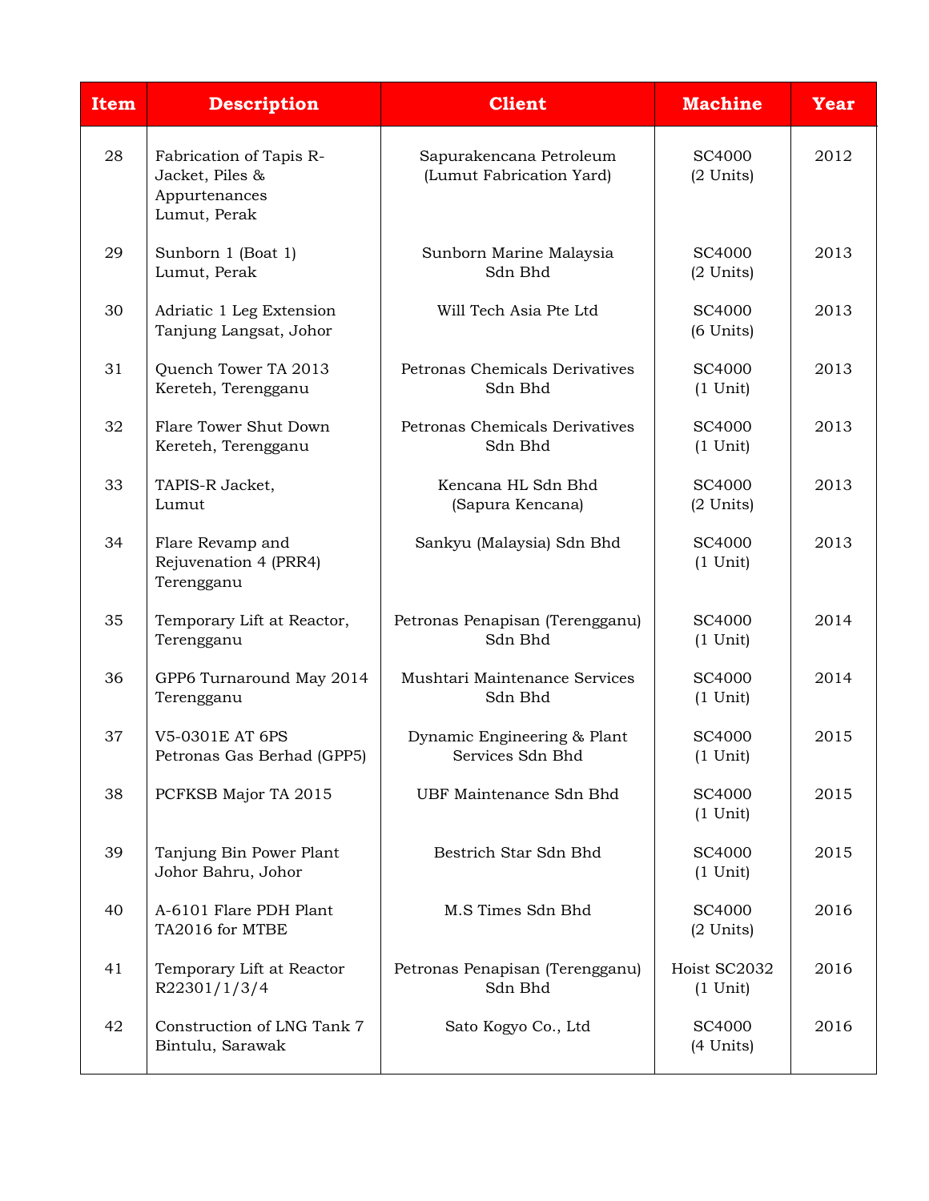| Item | Description | Client | Machine | Year |
| --- | --- | --- | --- | --- |
| 28 | Fabrication of Tapis R-Jacket, Piles & Appurtenances Lumut, Perak | Sapurakencana Petroleum (Lumut Fabrication Yard) | SC4000 (2 Units) | 2012 |
| 29 | Sunborn 1 (Boat 1) Lumut, Perak | Sunborn Marine Malaysia Sdn Bhd | SC4000 (2 Units) | 2013 |
| 30 | Adriatic 1 Leg Extension Tanjung Langsat, Johor | Will Tech Asia Pte Ltd | SC4000 (6 Units) | 2013 |
| 31 | Quench Tower TA 2013 Kereteh, Terengganu | Petronas Chemicals Derivatives Sdn Bhd | SC4000 (1 Unit) | 2013 |
| 32 | Flare Tower Shut Down Kereteh, Terengganu | Petronas Chemicals Derivatives Sdn Bhd | SC4000 (1 Unit) | 2013 |
| 33 | TAPIS-R Jacket, Lumut | Kencana HL Sdn Bhd (Sapura Kencana) | SC4000 (2 Units) | 2013 |
| 34 | Flare Revamp and Rejuvenation 4 (PRR4) Terengganu | Sankyu (Malaysia) Sdn Bhd | SC4000 (1 Unit) | 2013 |
| 35 | Temporary Lift at Reactor, Terengganu | Petronas Penapisan (Terengganu) Sdn Bhd | SC4000 (1 Unit) | 2014 |
| 36 | GPP6 Turnaround May 2014 Terengganu | Mushtari Maintenance Services Sdn Bhd | SC4000 (1 Unit) | 2014 |
| 37 | V5-0301E AT 6PS Petronas Gas Berhad (GPP5) | Dynamic Engineering & Plant Services Sdn Bhd | SC4000 (1 Unit) | 2015 |
| 38 | PCFKSB Major TA 2015 | UBF Maintenance Sdn Bhd | SC4000 (1 Unit) | 2015 |
| 39 | Tanjung Bin Power Plant Johor Bahru, Johor | Bestrich Star Sdn Bhd | SC4000 (1 Unit) | 2015 |
| 40 | A-6101 Flare PDH Plant TA2016 for MTBE | M.S Times Sdn Bhd | SC4000 (2 Units) | 2016 |
| 41 | Temporary Lift at Reactor R22301/1/3/4 | Petronas Penapisan (Terengganu) Sdn Bhd | Hoist SC2032 (1 Unit) | 2016 |
| 42 | Construction of LNG Tank 7 Bintulu, Sarawak | Sato Kogyo Co., Ltd | SC4000 (4 Units) | 2016 |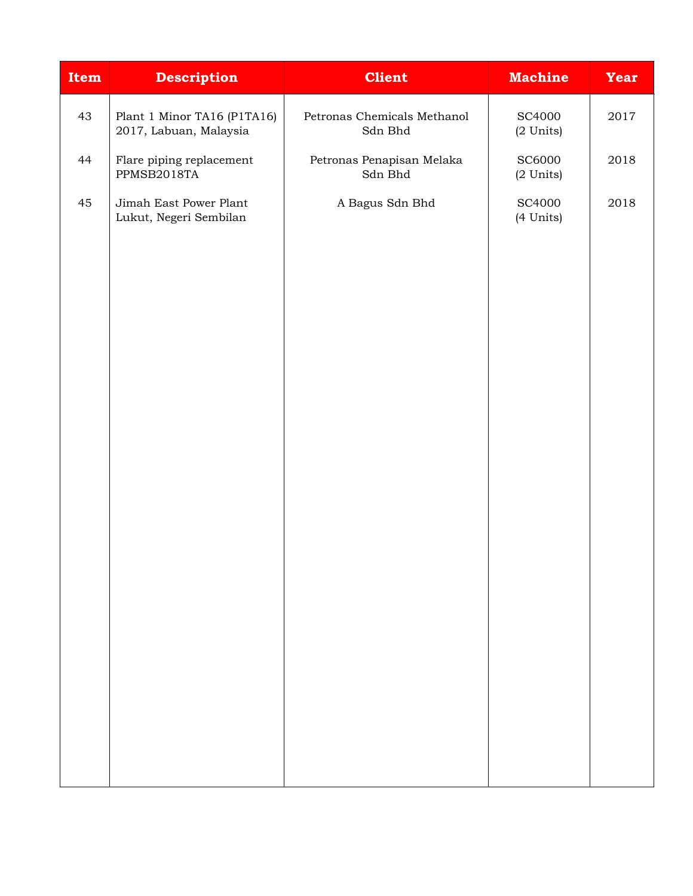| Item | Description | Client | Machine | Year |
|---|---|---|---|---|
| 43 | Plant 1 Minor TA16 (P1TA16) 2017, Labuan, Malaysia | Petronas Chemicals Methanol Sdn Bhd | SC4000 (2 Units) | 2017 |
| 44 | Flare piping replacement PPMSB2018TA | Petronas Penapisan Melaka Sdn Bhd | SC6000 (2 Units) | 2018 |
| 45 | Jimah East Power Plant Lukut, Negeri Sembilan | A Bagus Sdn Bhd | SC4000 (4 Units) | 2018 |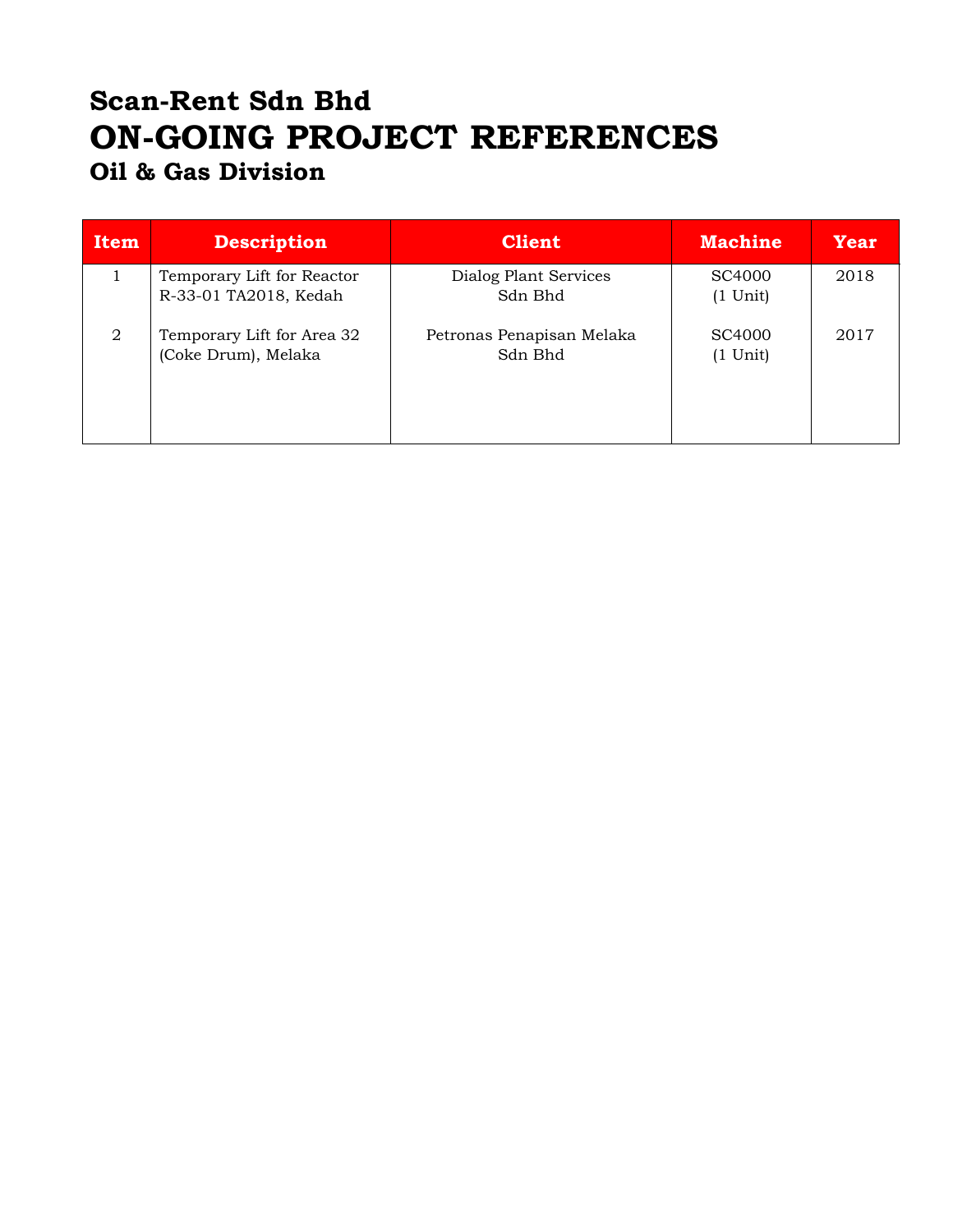# Scan-Rent Sdn Bhd

# ON-GOING PROJECT REFERENCES

## Oil & Gas Division

| Item | Description | Client | Machine | Year |
|---|---|---|---|---|
| 1 | Temporary Lift for Reactor R-33-01 TA2018, Kedah | Dialog Plant Services Sdn Bhd | SC4000 (1 Unit) | 2018 |
| 2 | Temporary Lift for Area 32 (Coke Drum), Melaka | Petronas Penapisan Melaka Sdn Bhd | SC4000 (1 Unit) | 2017 |